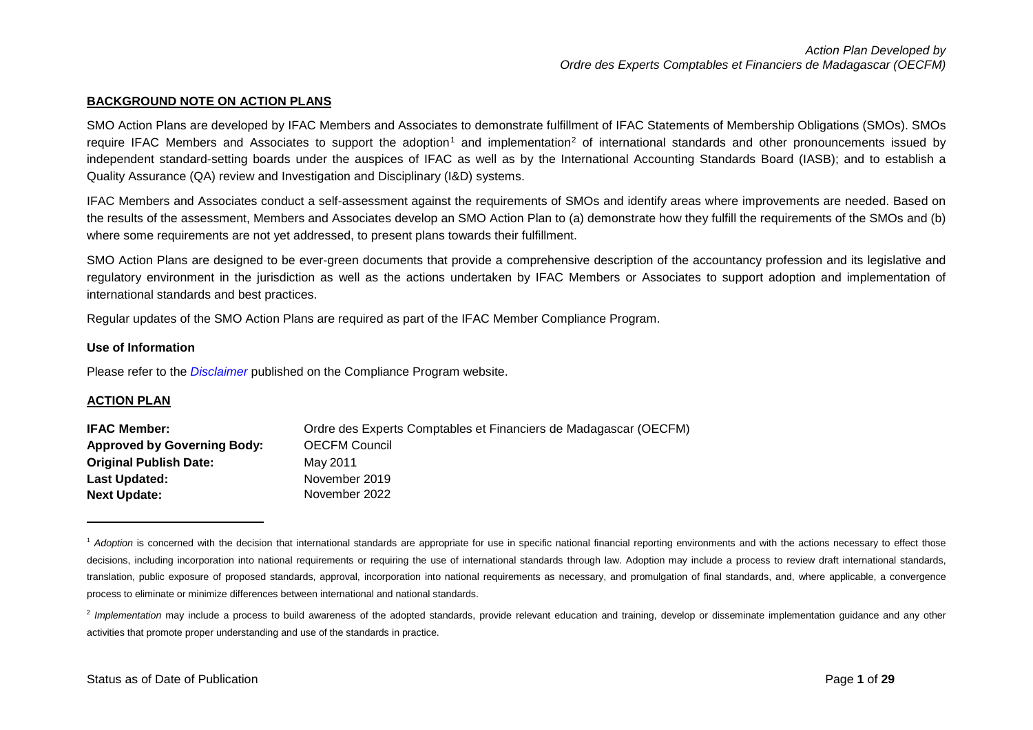## BACKGROUND NOTE ON ACTION PLANS

SMO Action Plans are developed by IFAC Members and Associates to demonstrate fulfillment of IFAC Statements of Membership Obligations (SMOs). SMOs require IFAC Members and Associates to support the adoption[1] and implementation[2] of international standards and other pronouncements issued by independent standard-setting boards under the auspices of IFAC as well as by the International Accounting Standards Board (IASB); and to establish a Quality Assurance (QA) review and Investigation and Disciplinary (I&D) systems.

IFAC Members and Associates conduct a self-assessment against the requirements of SMOs and identify areas where improvements are needed. Based on the results of the assessment, Members and Associates develop an SMO Action Plan to (a) demonstrate how they fulfill the requirements of the SMOs and (b) where some requirements are not yet addressed, to present plans towards their fulfillment.

SMO Action Plans are designed to be ever-green documents that provide a comprehensive description of the accountancy profession and its legislative and regulatory environment in the jurisdiction as well as the actions undertaken by IFAC Members or Associates to support adoption and implementation of international standards and best practices.

Regular updates of the SMO Action Plans are required as part of the IFAC Member Compliance Program.

### Use of Information

Please refer to the *Disclaimer* published on the Compliance Program website.

## ACTION PLAN

| | |
|---|---|
| **IFAC Member:** | Ordre des Experts Comptables et Financiers de Madagascar (OECFM) |
| **Approved by Governing Body:** | OECFM Council |
| **Original Publish Date:** | May 2011 |
| **Last Updated:** | November 2019 |
| **Next Update:** | November 2022 |

---

[1] *Adoption* is concerned with the decision that international standards are appropriate for use in specific national financial reporting environments and with the actions necessary to effect those decisions, including incorporation into national requirements or requiring the use of international standards through law. Adoption may include a process to review draft international standards, translation, public exposure of proposed standards, approval, incorporation into national requirements as necessary, and promulgation of final standards, and, where applicable, a convergence process to eliminate or minimize differences between international and national standards.

[2] *Implementation* may include a process to build awareness of the adopted standards, provide relevant education and training, develop or disseminate implementation guidance and any other activities that promote proper understanding and use of the standards in practice.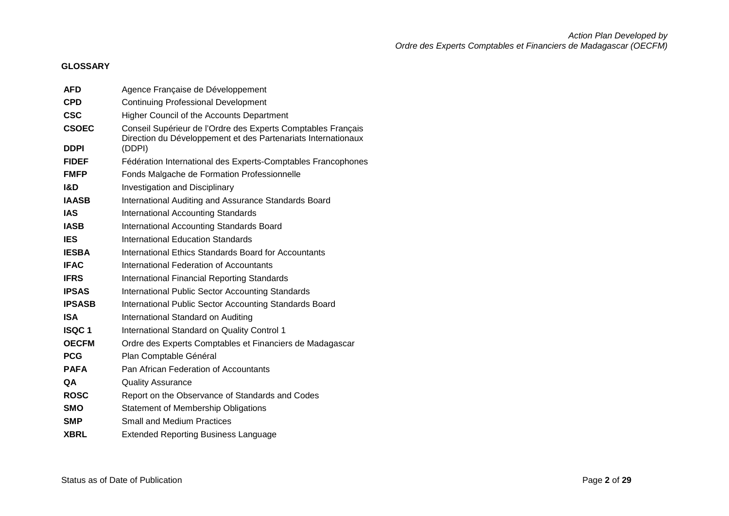**GLOSSARY**

| | |
|---|---|
| **AFD** | Agence Française de Développement |
| **CPD** | Continuing Professional Development |
| **CSC** | Higher Council of the Accounts Department |
| **CSOEC** | Conseil Supérieur de l'Ordre des Experts Comptables Français |
| **DDPI** | Direction du Développement et des Partenariats Internationaux (DDPI) |
| **FIDEF** | Fédération International des Experts-Comptables Francophones |
| **FMFP** | Fonds Malgache de Formation Professionnelle |
| **I&D** | Investigation and Disciplinary |
| **IAASB** | International Auditing and Assurance Standards Board |
| **IAS** | International Accounting Standards |
| **IASB** | International Accounting Standards Board |
| **IES** | International Education Standards |
| **IESBA** | International Ethics Standards Board for Accountants |
| **IFAC** | International Federation of Accountants |
| **IFRS** | International Financial Reporting Standards |
| **IPSAS** | International Public Sector Accounting Standards |
| **IPSASB** | International Public Sector Accounting Standards Board |
| **ISA** | International Standard on Auditing |
| **ISQC 1** | International Standard on Quality Control 1 |
| **OECFM** | Ordre des Experts Comptables et Financiers de Madagascar |
| **PCG** | Plan Comptable Général |
| **PAFA** | Pan African Federation of Accountants |
| **QA** | Quality Assurance |
| **ROSC** | Report on the Observance of Standards and Codes |
| **SMO** | Statement of Membership Obligations |
| **SMP** | Small and Medium Practices |
| **XBRL** | Extended Reporting Business Language |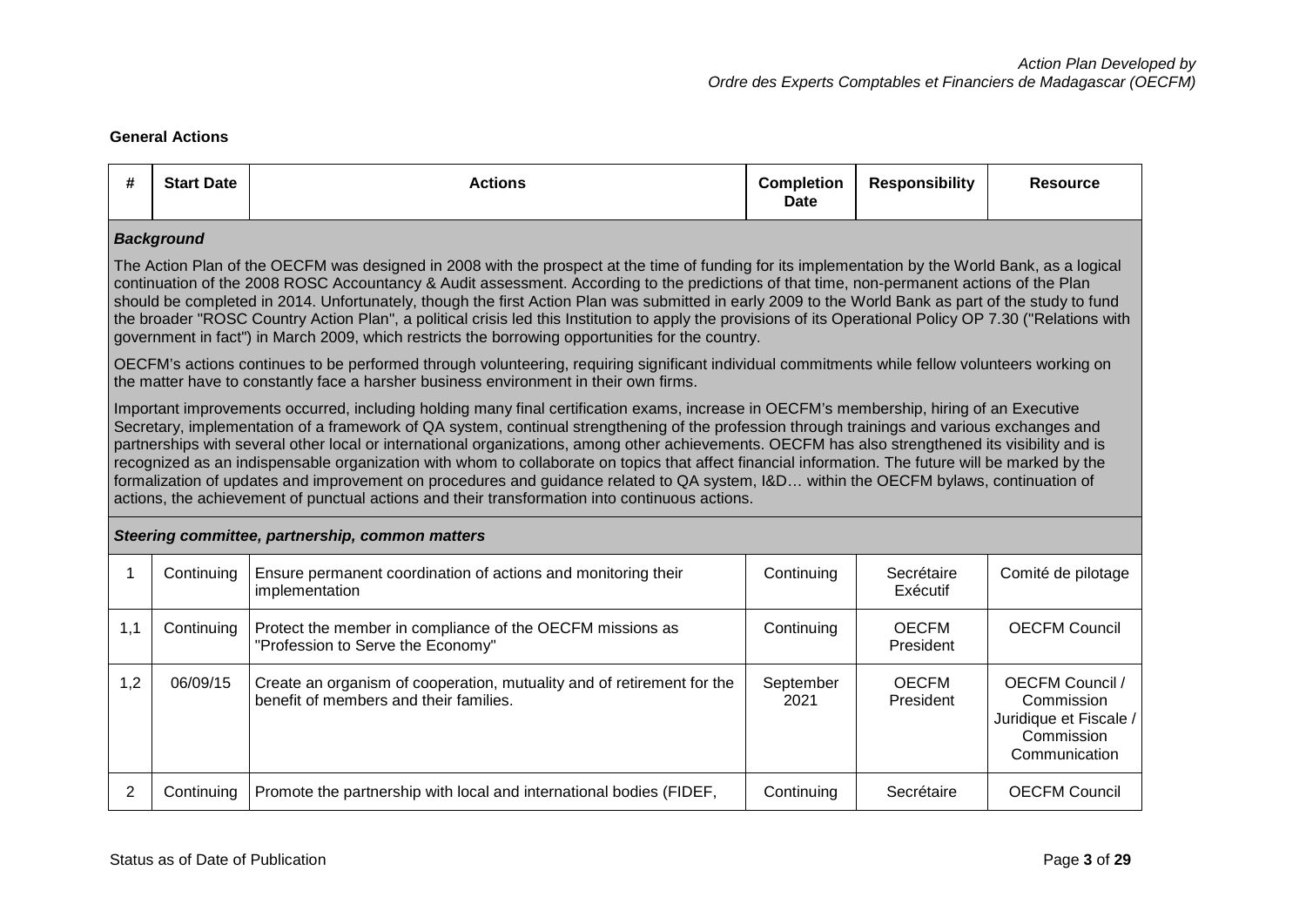**General Actions**

| # | Start Date | Actions | Completion Date | Responsibility | Resource |
|---|---|---|---|---|---|
| ***Background*** | | | | | |
| The Action Plan of the OECFM was designed in 2008 with the prospect at the time of funding for its implementation by the World Bank, as a logical continuation of the 2008 ROSC Accountancy & Audit assessment. According to the predictions of that time, non-permanent actions of the Plan should be completed in 2014. Unfortunately, though the first Action Plan was submitted in early 2009 to the World Bank as part of the study to fund the broader "ROSC Country Action Plan", a political crisis led this Institution to apply the provisions of its Operational Policy OP 7.30 ("Relations with government in fact") in March 2009, which restricts the borrowing opportunities for the country. OECFM's actions continues to be performed through volunteering, requiring significant individual commitments while fellow volunteers working on the matter have to constantly face a harsher business environment in their own firms. Important improvements occurred, including holding many final certification exams, increase in OECFM's membership, hiring of an Executive Secretary, implementation of a framework of QA system, continual strengthening of the profession through trainings and various exchanges and partnerships with several other local or international organizations, among other achievements. OECFM has also strengthened its visibility and is recognized as an indispensable organization with whom to collaborate on topics that affect financial information. The future will be marked by the formalization of updates and improvement on procedures and guidance related to QA system, I&D… within the OECFM bylaws, continuation of actions, the achievement of punctual actions and their transformation into continuous actions. | | | | | |
| ***Steering committee, partnership, common matters*** | | | | | |
| 1 | Continuing | Ensure permanent coordination of actions and monitoring their implementation | Continuing | Secrétaire Exécutif | Comité de pilotage |
| 1,1 | Continuing | Protect the member in compliance of the OECFM missions as "Profession to Serve the Economy" | Continuing | OECFM President | OECFM Council |
| 1,2 | 06/09/15 | Create an organism of cooperation, mutuality and of retirement for the benefit of members and their families. | September 2021 | OECFM President | OECFM Council / Commission Juridique et Fiscale / Commission Communication |
| 2 | Continuing | Promote the partnership with local and international bodies (FIDEF, | Continuing | Secrétaire | OECFM Council |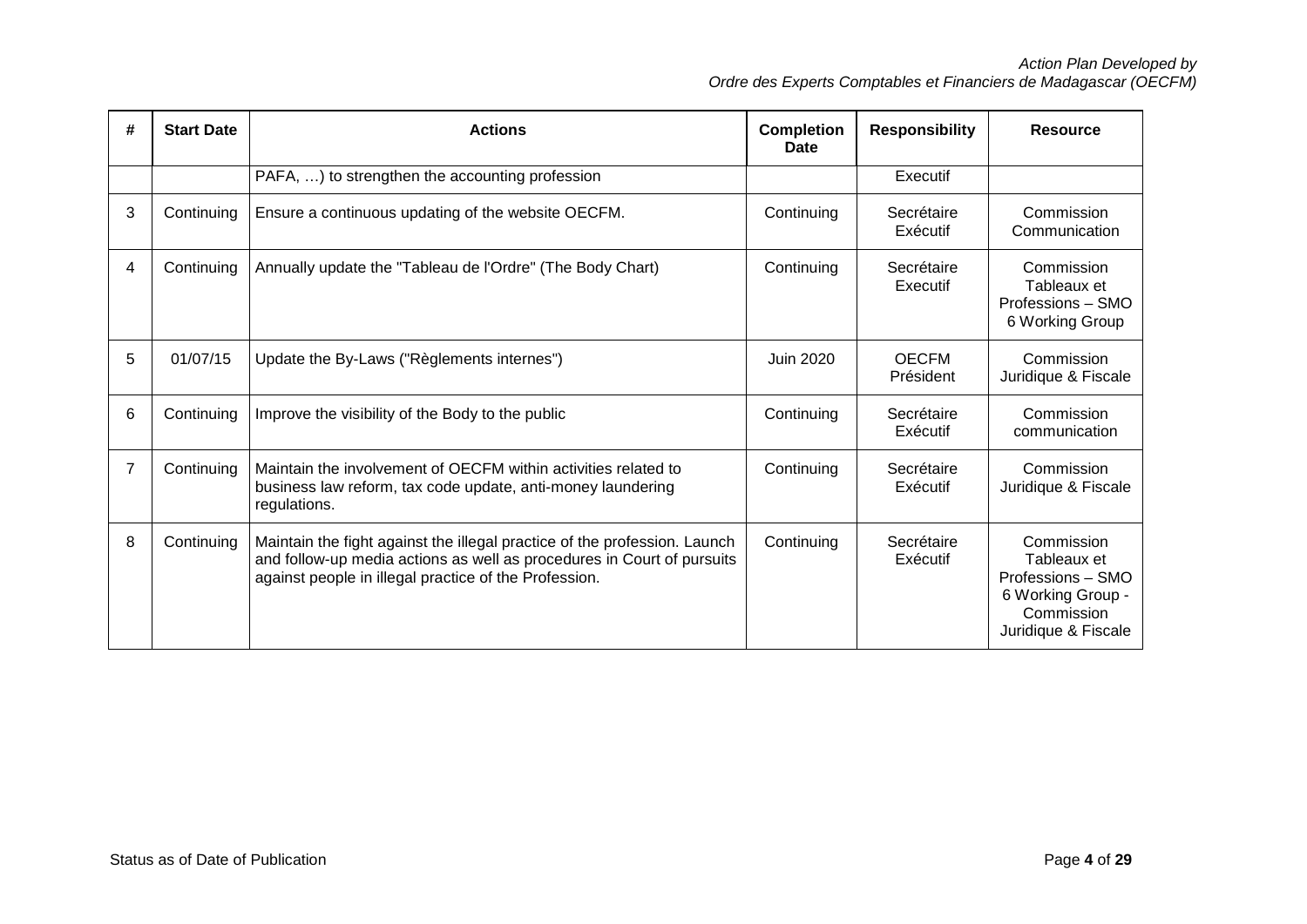| # | Start Date | Actions | Completion Date | Responsibility | Resource |
|---|---|---|---|---|---|
| | | PAFA, …) to strengthen the accounting profession | | Executif | |
| 3 | Continuing | Ensure a continuous updating of the website OECFM. | Continuing | Secrétaire Exécutif | Commission Communication |
| 4 | Continuing | Annually update the "Tableau de l'Ordre" (The Body Chart) | Continuing | Secrétaire Executif | Commission Tableaux et Professions – SMO 6 Working Group |
| 5 | 01/07/15 | Update the By-Laws ("Règlements internes") | Juin 2020 | OECFM Président | Commission Juridique & Fiscale |
| 6 | Continuing | Improve the visibility of the Body to the public | Continuing | Secrétaire Exécutif | Commission communication |
| 7 | Continuing | Maintain the involvement of OECFM within activities related to business law reform, tax code update, anti-money laundering regulations. | Continuing | Secrétaire Exécutif | Commission Juridique & Fiscale |
| 8 | Continuing | Maintain the fight against the illegal practice of the profession. Launch and follow-up media actions as well as procedures in Court of pursuits against people in illegal practice of the Profession. | Continuing | Secrétaire Exécutif | Commission Tableaux et Professions – SMO 6 Working Group - Commission Juridique & Fiscale |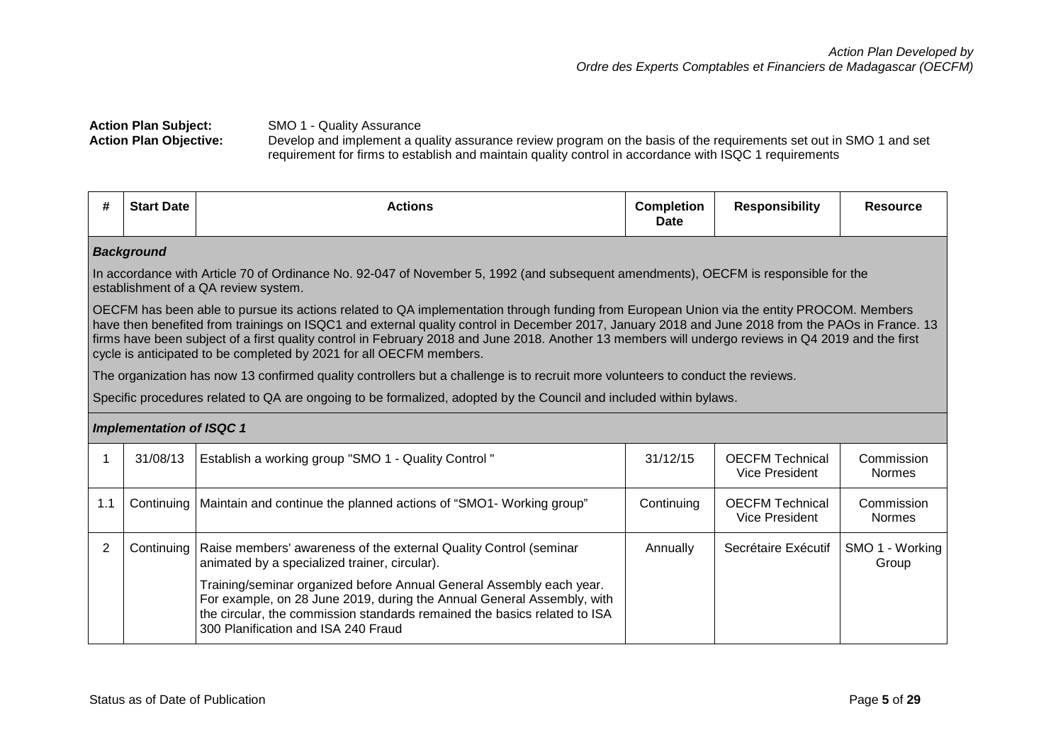*Action Plan Developed by*
*Ordre des Experts Comptables et Financiers de Madagascar (OECFM)*

**Action Plan Subject:** SMO 1 - Quality Assurance

**Action Plan Objective:** Develop and implement a quality assurance review program on the basis of the requirements set out in SMO 1 and set requirement for firms to establish and maintain quality control in accordance with ISQC 1 requirements

| # | Start Date | Actions | Completion Date | Responsibility | Resource |
|---|---|---|---|---|---|
| ***Background*** | | | | | |
| In accordance with Article 70 of Ordinance No. 92-047 of November 5, 1992 (and subsequent amendments), OECFM is responsible for the establishment of a QA review system.<br><br>OECFM has been able to pursue its actions related to QA implementation through funding from European Union via the entity PROCOM. Members have then benefited from trainings on ISQC1 and external quality control in December 2017, January 2018 and June 2018 from the PAOs in France. 13 firms have been subject of a first quality control in February 2018 and June 2018. Another 13 members will undergo reviews in Q4 2019 and the first cycle is anticipated to be completed by 2021 for all OECFM members.<br><br>The organization has now 13 confirmed quality controllers but a challenge is to recruit more volunteers to conduct the reviews.<br><br>Specific procedures related to QA are ongoing to be formalized, adopted by the Council and included within bylaws. | | | | | |
| ***Implementation of ISQC 1*** | | | | | |
| 1 | 31/08/13 | Establish a working group "SMO 1 - Quality Control " | 31/12/15 | OECFM Technical Vice President | Commission Normes |
| 1.1 | Continuing | Maintain and continue the planned actions of "SMO1- Working group" | Continuing | OECFM Technical Vice President | Commission Normes |
| 2 | Continuing | Raise members' awareness of the external Quality Control (seminar animated by a specialized trainer, circular).<br><br>Training/seminar organized before Annual General Assembly each year. For example, on 28 June 2019, during the Annual General Assembly, with the circular, the commission standards remained the basics related to ISA 300 Planification and ISA 240 Fraud | Annually | Secrétaire Exécutif | SMO 1 - Working Group |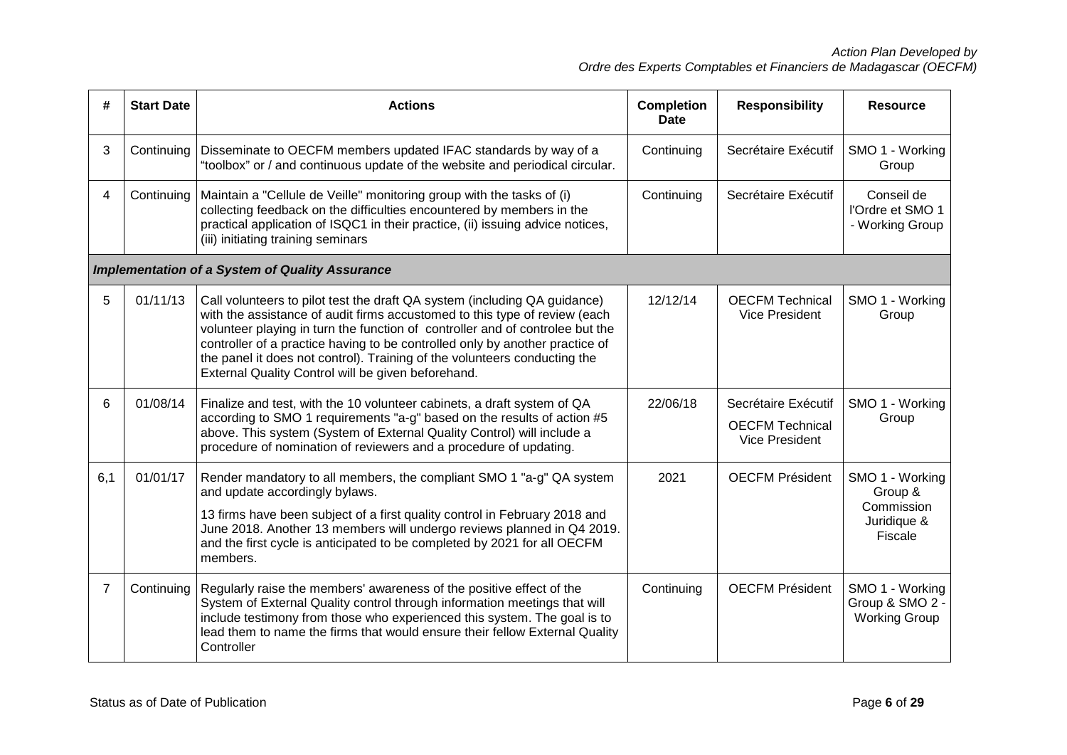| # | Start Date | Actions | Completion Date | Responsibility | Resource |
|---|---|---|---|---|---|
| 3 | Continuing | Disseminate to OECFM members updated IFAC standards by way of a "toolbox" or / and continuous update of the website and periodical circular. | Continuing | Secrétaire Exécutif | SMO 1 - Working Group |
| 4 | Continuing | Maintain a "Cellule de Veille" monitoring group with the tasks of (i) collecting feedback on the difficulties encountered by members in the practical application of ISQC1 in their practice, (ii) issuing advice notices, (iii) initiating training seminars | Continuing | Secrétaire Exécutif | Conseil de l'Ordre et SMO 1 - Working Group |
| ***Implementation of a System of Quality Assurance*** | | | | | |
| 5 | 01/11/13 | Call volunteers to pilot test the draft QA system (including QA guidance) with the assistance of audit firms accustomed to this type of review (each volunteer playing in turn the function of controller and of controlee but the controller of a practice having to be controlled only by another practice of the panel it does not control). Training of the volunteers conducting the External Quality Control will be given beforehand. | 12/12/14 | OECFM Technical Vice President | SMO 1 - Working Group |
| 6 | 01/08/14 | Finalize and test, with the 10 volunteer cabinets, a draft system of QA according to SMO 1 requirements "a-g" based on the results of action #5 above. This system (System of External Quality Control) will include a procedure of nomination of reviewers and a procedure of updating. | 22/06/18 | Secrétaire Exécutif<br><br>OECFM Technical Vice President | SMO 1 - Working Group |
| 6,1 | 01/01/17 | Render mandatory to all members, the compliant SMO 1 "a-g" QA system and update accordingly bylaws.<br><br>13 firms have been subject of a first quality control in February 2018 and June 2018. Another 13 members will undergo reviews planned in Q4 2019. and the first cycle is anticipated to be completed by 2021 for all OECFM members. | 2021 | OECFM Président | SMO 1 - Working Group & Commission Juridique & Fiscale |
| 7 | Continuing | Regularly raise the members' awareness of the positive effect of the System of External Quality control through information meetings that will include testimony from those who experienced this system. The goal is to lead them to name the firms that would ensure their fellow External Quality Controller | Continuing | OECFM Président | SMO 1 - Working Group & SMO 2 - Working Group |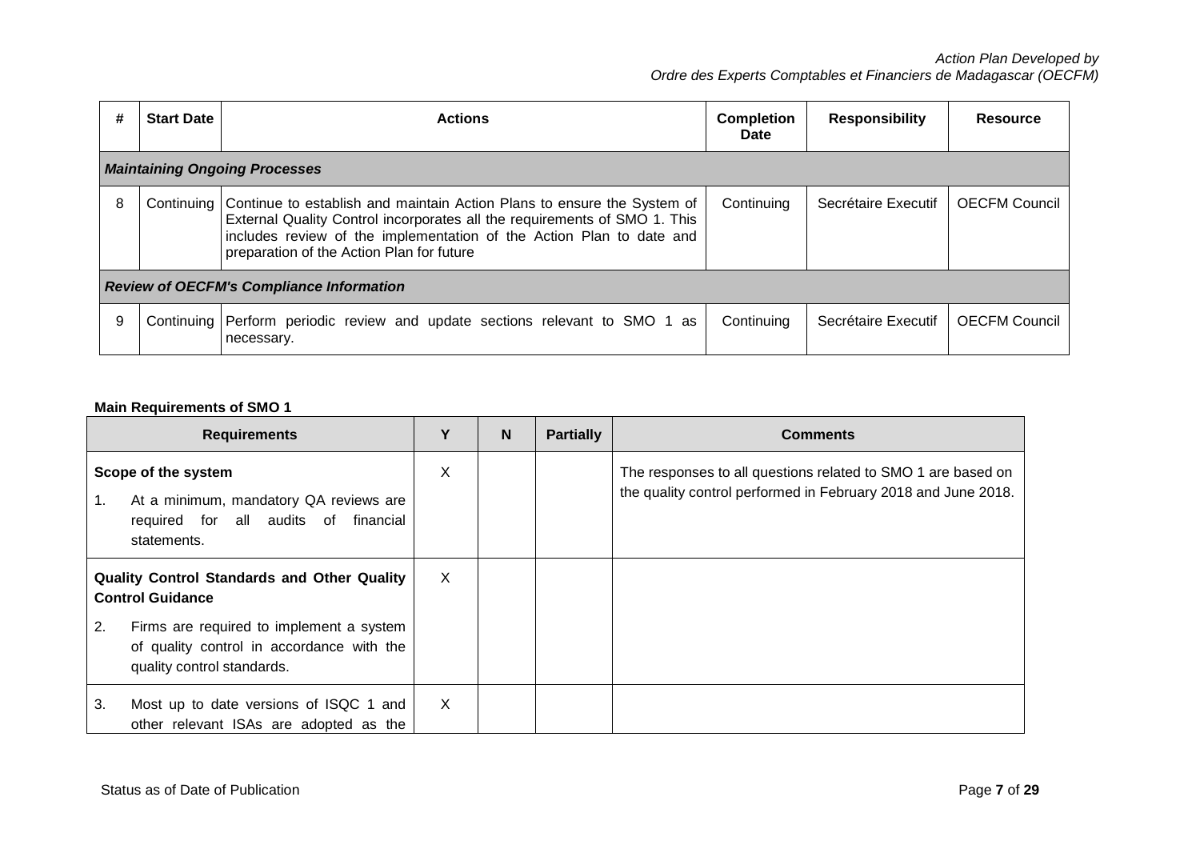| # | Start Date | Actions | Completion Date | Responsibility | Resource |
|---|---|---|---|---|---|
| ***Maintaining Ongoing Processes*** | | | | | |
| 8 | Continuing | Continue to establish and maintain Action Plans to ensure the System of External Quality Control incorporates all the requirements of SMO 1. This includes review of the implementation of the Action Plan to date and preparation of the Action Plan for future | Continuing | Secrétaire Executif | OECFM Council |
| ***Review of OECFM's Compliance Information*** | | | | | |
| 9 | Continuing | Perform periodic review and update sections relevant to SMO 1 as necessary. | Continuing | Secrétaire Executif | OECFM Council |

**Main Requirements of SMO 1**

| Requirements | Y | N | Partially | Comments |
|---|---|---|---|---|
| **Scope of the system**<br>1. At a minimum, mandatory QA reviews are required for all audits of financial statements. | X | | | The responses to all questions related to SMO 1 are based on the quality control performed in February 2018 and June 2018. |
| **Quality Control Standards and Other Quality Control Guidance**<br>2. Firms are required to implement a system of quality control in accordance with the quality control standards. | X | | | |
| 3. Most up to date versions of ISQC 1 and other relevant ISAs are adopted as the | X | | | |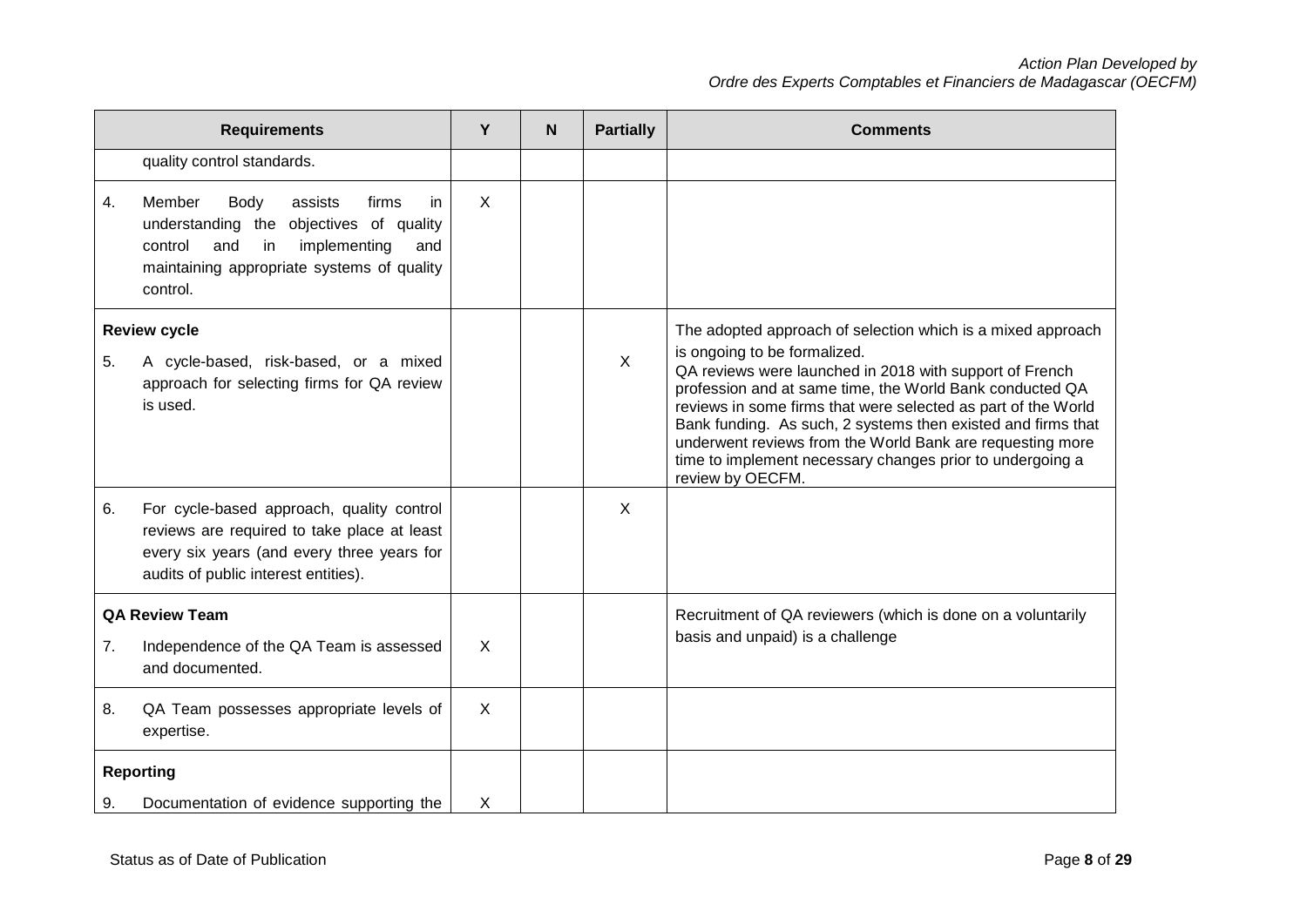| Requirements | Y | N | Partially | Comments |
|---|---|---|---|---|
| quality control standards. | | | | |
| 4. Member Body assists firms in understanding the objectives of quality control and in implementing and maintaining appropriate systems of quality control. | X | | | |
| **Review cycle**<br>5. A cycle-based, risk-based, or a mixed approach for selecting firms for QA review is used. | | | X | The adopted approach of selection which is a mixed approach is ongoing to be formalized.<br>QA reviews were launched in 2018 with support of French profession and at same time, the World Bank conducted QA reviews in some firms that were selected as part of the World Bank funding. As such, 2 systems then existed and firms that underwent reviews from the World Bank are requesting more time to implement necessary changes prior to undergoing a review by OECFM. |
| 6. For cycle-based approach, quality control reviews are required to take place at least every six years (and every three years for audits of public interest entities). | | | X | |
| **QA Review Team**<br>7. Independence of the QA Team is assessed and documented. | X | | | Recruitment of QA reviewers (which is done on a voluntarily basis and unpaid) is a challenge |
| 8. QA Team possesses appropriate levels of expertise. | X | | | |
| **Reporting**<br>9. Documentation of evidence supporting the | X | | | |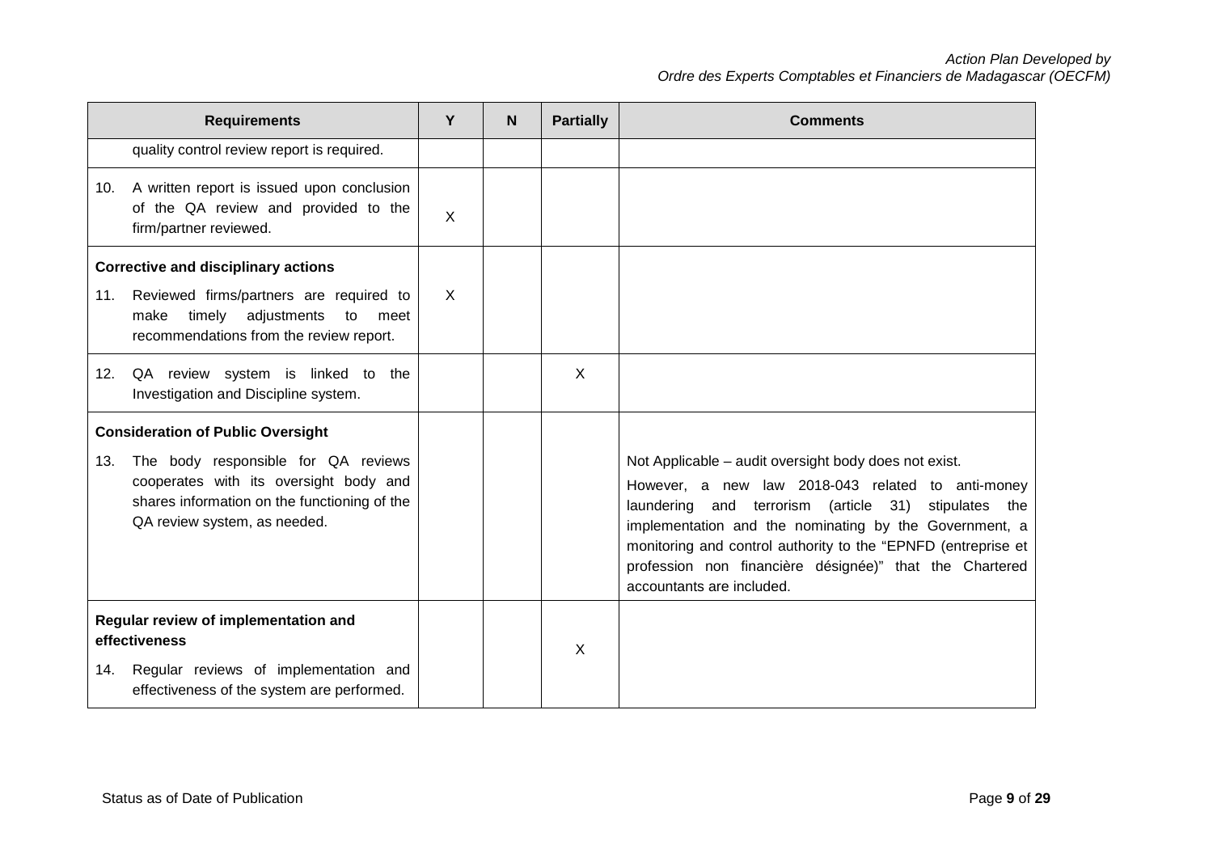| Requirements | Y | N | Partially | Comments |
|---|---|---|---|---|
| quality control review report is required. | | | | |
| 10. A written report is issued upon conclusion of the QA review and provided to the firm/partner reviewed. | X | | | |
| **Corrective and disciplinary actions**<br>11. Reviewed firms/partners are required to make timely adjustments to meet recommendations from the review report. | X | | | |
| 12. QA review system is linked to the Investigation and Discipline system. | | | X | |
| **Consideration of Public Oversight**<br>13. The body responsible for QA reviews cooperates with its oversight body and shares information on the functioning of the QA review system, as needed. | | | | Not Applicable – audit oversight body does not exist.<br>However, a new law 2018-043 related to anti-money laundering and terrorism (article 31) stipulates the implementation and the nominating by the Government, a monitoring and control authority to the "EPNFD (entreprise et profession non financière désignée)" that the Chartered accountants are included. |
| **Regular review of implementation and effectiveness**<br>14. Regular reviews of implementation and effectiveness of the system are performed. | | | X | |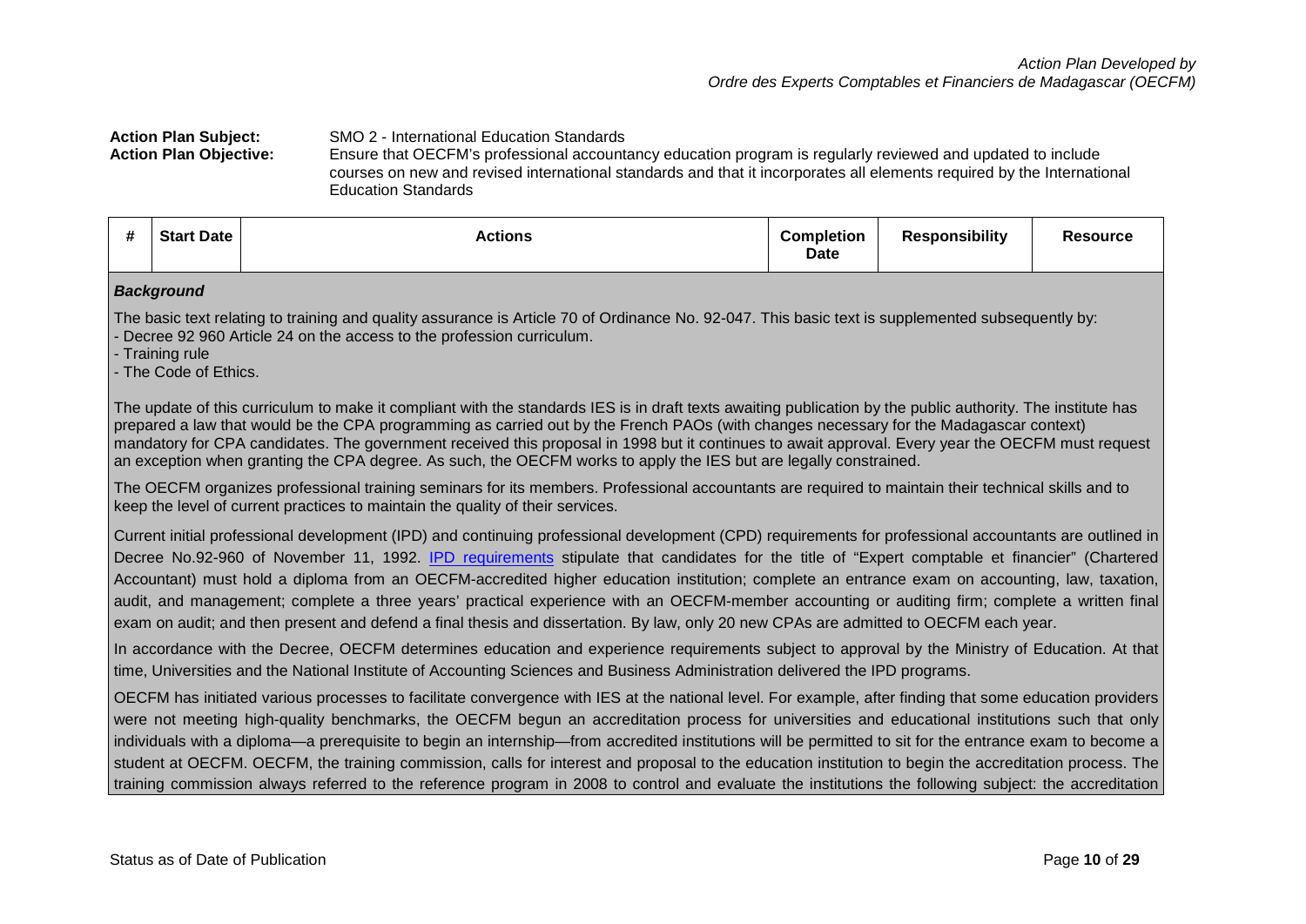**Action Plan Subject:** SMO 2 - International Education Standards

**Action Plan Objective:** Ensure that OECFM's professional accountancy education program is regularly reviewed and updated to include courses on new and revised international standards and that it incorporates all elements required by the International Education Standards

| # | Start Date | Actions | Completion Date | Responsibility | Resource |
|---|---|---|---|---|---|

***Background***

The basic text relating to training and quality assurance is Article 70 of Ordinance No. 92-047. This basic text is supplemented subsequently by:
- Decree 92 960 Article 24 on the access to the profession curriculum.
- Training rule
- The Code of Ethics.

The update of this curriculum to make it compliant with the standards IES is in draft texts awaiting publication by the public authority. The institute has prepared a law that would be the CPA programming as carried out by the French PAOs (with changes necessary for the Madagascar context) mandatory for CPA candidates. The government received this proposal in 1998 but it continues to await approval. Every year the OECFM must request an exception when granting the CPA degree. As such, the OECFM works to apply the IES but are legally constrained.

The OECFM organizes professional training seminars for its members. Professional accountants are required to maintain their technical skills and to keep the level of current practices to maintain the quality of their services.

Current initial professional development (IPD) and continuing professional development (CPD) requirements for professional accountants are outlined in Decree No.92-960 of November 11, 1992. [IPD requirements] stipulate that candidates for the title of "Expert comptable et financier" (Chartered Accountant) must hold a diploma from an OECFM-accredited higher education institution; complete an entrance exam on accounting, law, taxation, audit, and management; complete a three years' practical experience with an OECFM-member accounting or auditing firm; complete a written final exam on audit; and then present and defend a final thesis and dissertation. By law, only 20 new CPAs are admitted to OECFM each year.

In accordance with the Decree, OECFM determines education and experience requirements subject to approval by the Ministry of Education. At that time, Universities and the National Institute of Accounting Sciences and Business Administration delivered the IPD programs.

OECFM has initiated various processes to facilitate convergence with IES at the national level. For example, after finding that some education providers were not meeting high-quality benchmarks, the OECFM begun an accreditation process for universities and educational institutions such that only individuals with a diploma—a prerequisite to begin an internship—from accredited institutions will be permitted to sit for the entrance exam to become a student at OECFM. OECFM, the training commission, calls for interest and proposal to the education institution to begin the accreditation process. The training commission always referred to the reference program in 2008 to control and evaluate the institutions the following subject: the accreditation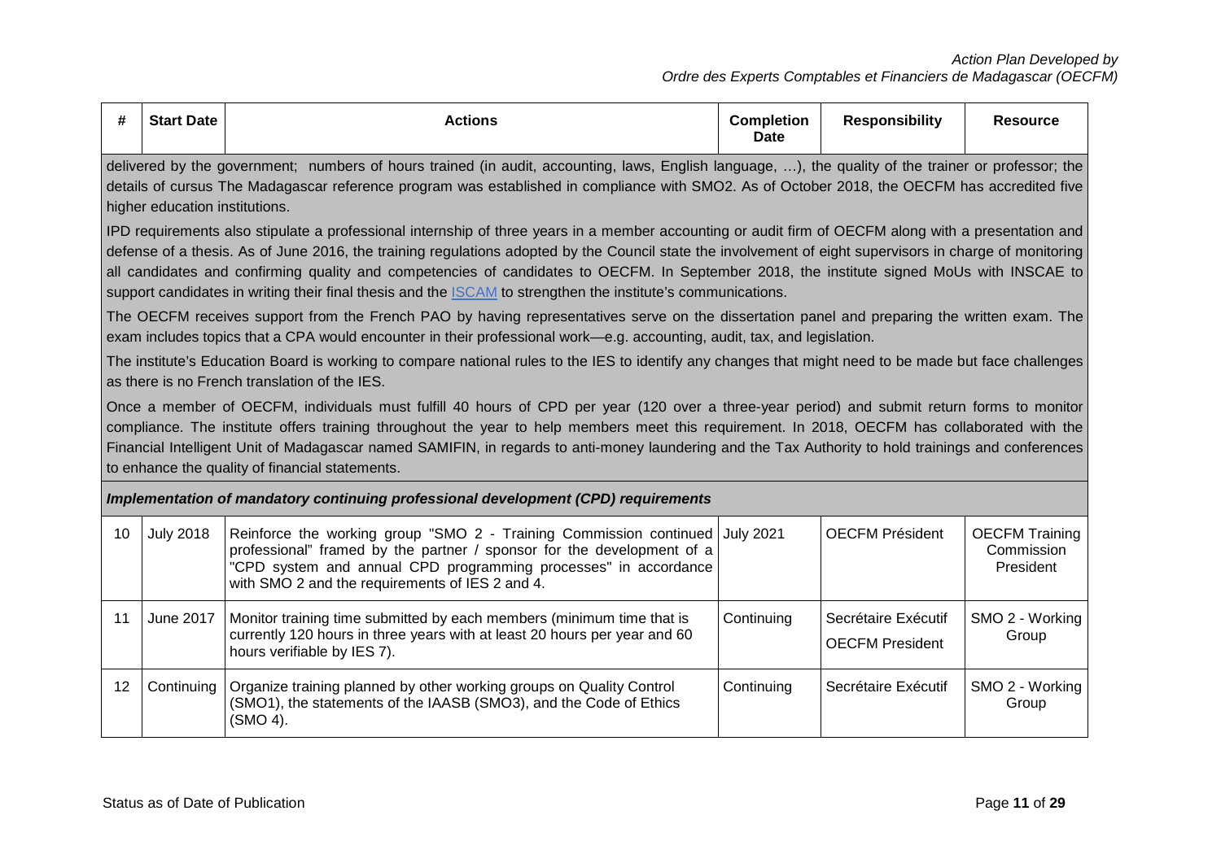| # | Start Date | Actions | Completion Date | Responsibility | Resource |
|---|---|---|---|---|---|
| delivered by the government; numbers of hours trained (in audit, accounting, laws, English language, …), the quality of the trainer or professor; the details of cursus The Madagascar reference program was established in compliance with SMO2. As of October 2018, the OECFM has accredited five higher education institutions.<br><br>IPD requirements also stipulate a professional internship of three years in a member accounting or audit firm of OECFM along with a presentation and defense of a thesis. As of June 2016, the training regulations adopted by the Council state the involvement of eight supervisors in charge of monitoring all candidates and confirming quality and competencies of candidates to OECFM. In September 2018, the institute signed MoUs with INSCAE to support candidates in writing their final thesis and the ISCAM to strengthen the institute's communications.<br><br>The OECFM receives support from the French PAO by having representatives serve on the dissertation panel and preparing the written exam. The exam includes topics that a CPA would encounter in their professional work—e.g. accounting, audit, tax, and legislation.<br><br>The institute's Education Board is working to compare national rules to the IES to identify any changes that might need to be made but face challenges as there is no French translation of the IES.<br><br>Once a member of OECFM, individuals must fulfill 40 hours of CPD per year (120 over a three-year period) and submit return forms to monitor compliance. The institute offers training throughout the year to help members meet this requirement. In 2018, OECFM has collaborated with the Financial Intelligent Unit of Madagascar named SAMIFIN, in regards to anti-money laundering and the Tax Authority to hold trainings and conferences to enhance the quality of financial statements. | | | | | |
| ***Implementation of mandatory continuing professional development (CPD) requirements*** | | | | | |
| 10 | July 2018 | Reinforce the working group "SMO 2 - Training Commission continued professional" framed by the partner / sponsor for the development of a "CPD system and annual CPD programming processes" in accordance with SMO 2 and the requirements of IES 2 and 4. | July 2021 | OECFM Président | OECFM Training Commission President |
| 11 | June 2017 | Monitor training time submitted by each members (minimum time that is currently 120 hours in three years with at least 20 hours per year and 60 hours verifiable by IES 7). | Continuing | Secrétaire Exécutif<br><br>OECFM President | SMO 2 - Working Group |
| 12 | Continuing | Organize training planned by other working groups on Quality Control (SMO1), the statements of the IAASB (SMO3), and the Code of Ethics (SMO 4). | Continuing | Secrétaire Exécutif | SMO 2 - Working Group |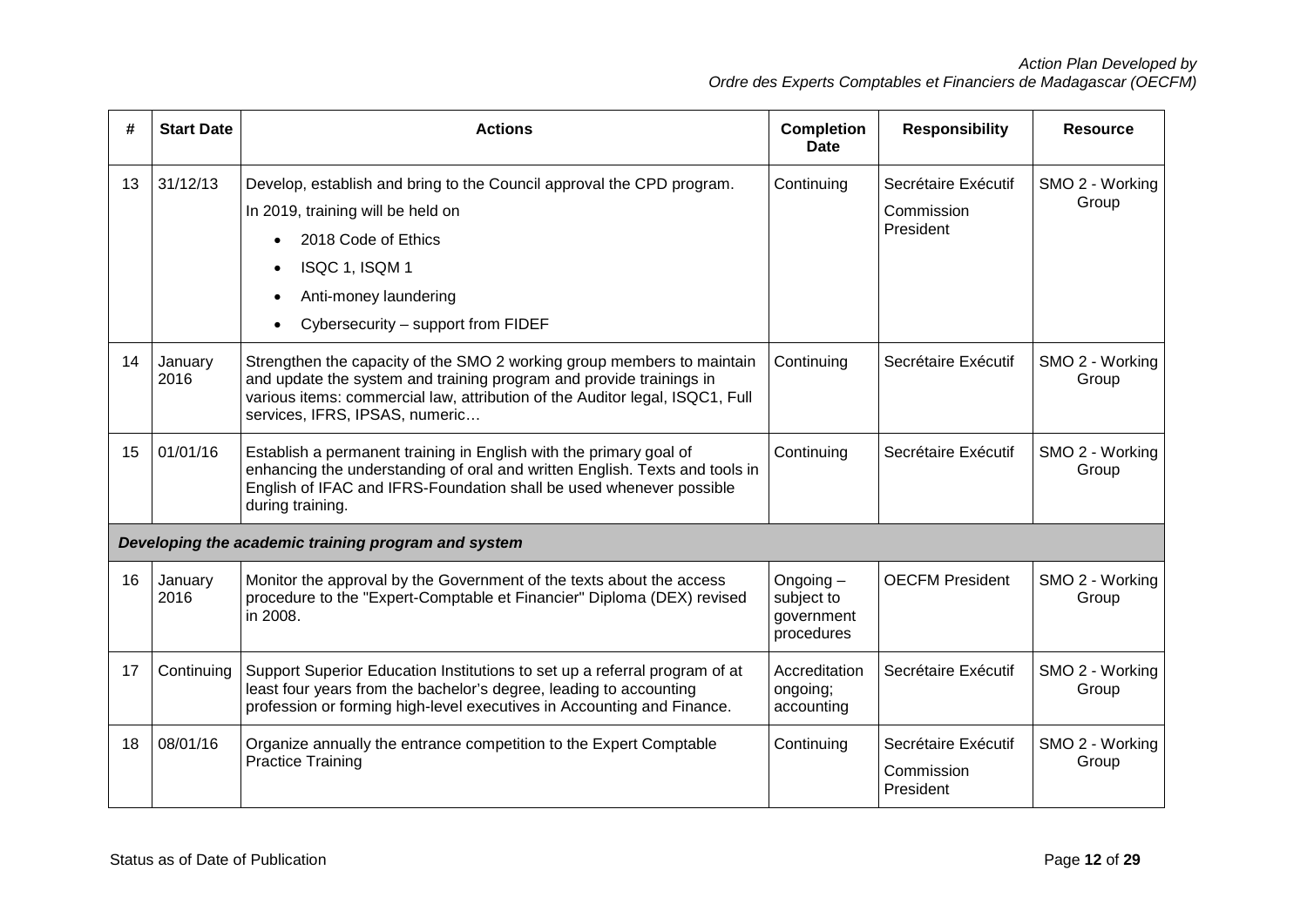| # | Start Date | Actions | Completion Date | Responsibility | Resource |
|---|---|---|---|---|---|
| 13 | 31/12/13 | Develop, establish and bring to the Council approval the CPD program.<br>In 2019, training will be held on<br>• 2018 Code of Ethics<br>• ISQC 1, ISQM 1<br>• Anti-money laundering<br>• Cybersecurity – support from FIDEF | Continuing | Secrétaire Exécutif<br>Commission President | SMO 2 - Working Group |
| 14 | January 2016 | Strengthen the capacity of the SMO 2 working group members to maintain and update the system and training program and provide trainings in various items: commercial law, attribution of the Auditor legal, ISQC1, Full services, IFRS, IPSAS, numeric… | Continuing | Secrétaire Exécutif | SMO 2 - Working Group |
| 15 | 01/01/16 | Establish a permanent training in English with the primary goal of enhancing the understanding of oral and written English. Texts and tools in English of IFAC and IFRS-Foundation shall be used whenever possible during training. | Continuing | Secrétaire Exécutif | SMO 2 - Working Group |
| ***Developing the academic training program and system*** | | | | | |
| 16 | January 2016 | Monitor the approval by the Government of the texts about the access procedure to the "Expert-Comptable et Financier" Diploma (DEX) revised in 2008. | Ongoing – subject to government procedures | OECFM President | SMO 2 - Working Group |
| 17 | Continuing | Support Superior Education Institutions to set up a referral program of at least four years from the bachelor's degree, leading to accounting profession or forming high-level executives in Accounting and Finance. | Accreditation ongoing; accounting | Secrétaire Exécutif | SMO 2 - Working Group |
| 18 | 08/01/16 | Organize annually the entrance competition to the Expert Comptable Practice Training | Continuing | Secrétaire Exécutif<br>Commission President | SMO 2 - Working Group |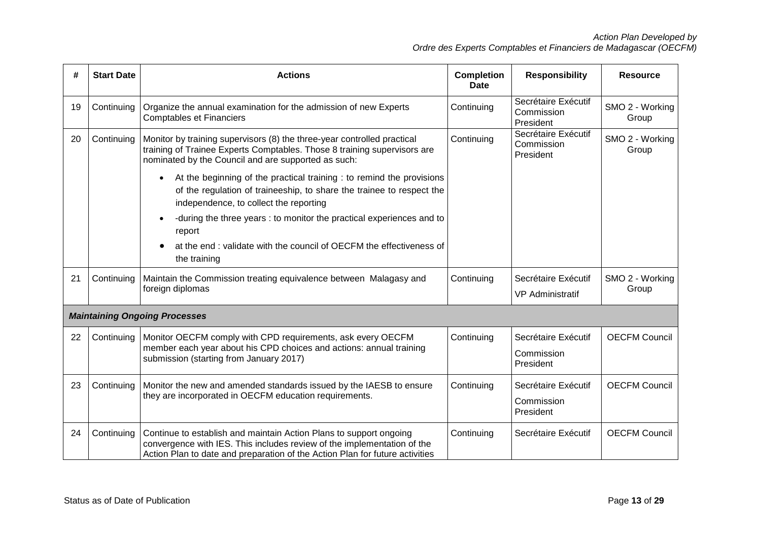| # | Start Date | Actions | Completion Date | Responsibility | Resource |
|---|---|---|---|---|---|
| 19 | Continuing | Organize the annual examination for the admission of new Experts Comptables et Financiers | Continuing | Secrétaire Exécutif Commission President | SMO 2 - Working Group |
| 20 | Continuing | Monitor by training supervisors (8) the three-year controlled practical training of Trainee Experts Comptables. Those 8 training supervisors are nominated by the Council and are supported as such: <br>• At the beginning of the practical training : to remind the provisions of the regulation of traineeship, to share the trainee to respect the independence, to collect the reporting <br>• -during the three years : to monitor the practical experiences and to report <br>• at the end : validate with the council of OECFM the effectiveness of the training | Continuing | Secrétaire Exécutif Commission President | SMO 2 - Working Group |
| 21 | Continuing | Maintain the Commission treating equivalence between Malagasy and foreign diplomas | Continuing | Secrétaire Exécutif <br>VP Administratif | SMO 2 - Working Group |
| ***Maintaining Ongoing Processes*** | | | | | |
| 22 | Continuing | Monitor OECFM comply with CPD requirements, ask every OECFM member each year about his CPD choices and actions: annual training submission (starting from January 2017) | Continuing | Secrétaire Exécutif <br>Commission President | OECFM Council |
| 23 | Continuing | Monitor the new and amended standards issued by the IAESB to ensure they are incorporated in OECFM education requirements. | Continuing | Secrétaire Exécutif <br>Commission President | OECFM Council |
| 24 | Continuing | Continue to establish and maintain Action Plans to support ongoing convergence with IES. This includes review of the implementation of the Action Plan to date and preparation of the Action Plan for future activities | Continuing | Secrétaire Exécutif | OECFM Council |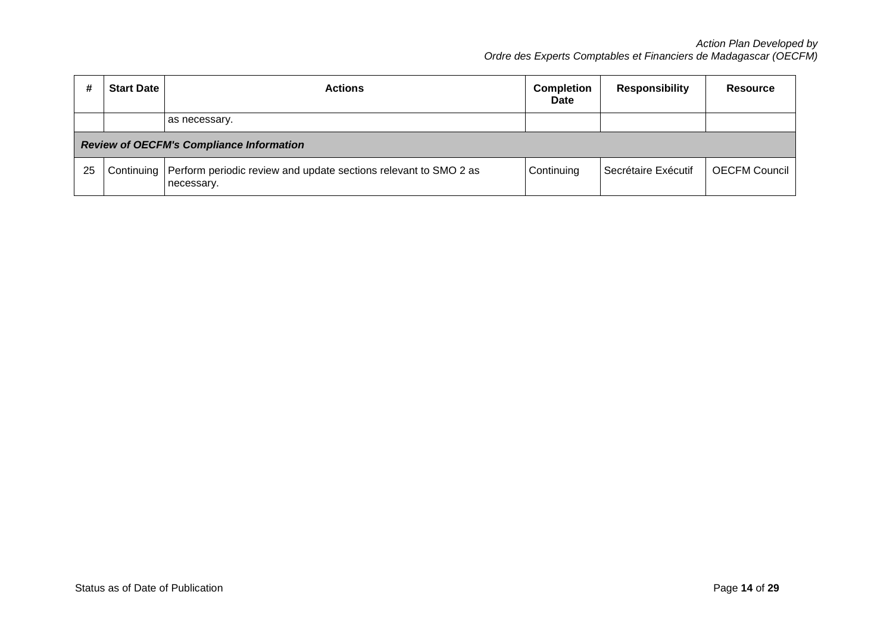| # | Start Date | Actions | Completion Date | Responsibility | Resource |
|---|---|---|---|---|---|
| | | as necessary. | | | |
| ***Review of OECFM's Compliance Information*** | | | | | |
| 25 | Continuing | Perform periodic review and update sections relevant to SMO 2 as necessary. | Continuing | Secrétaire Exécutif | OECFM Council |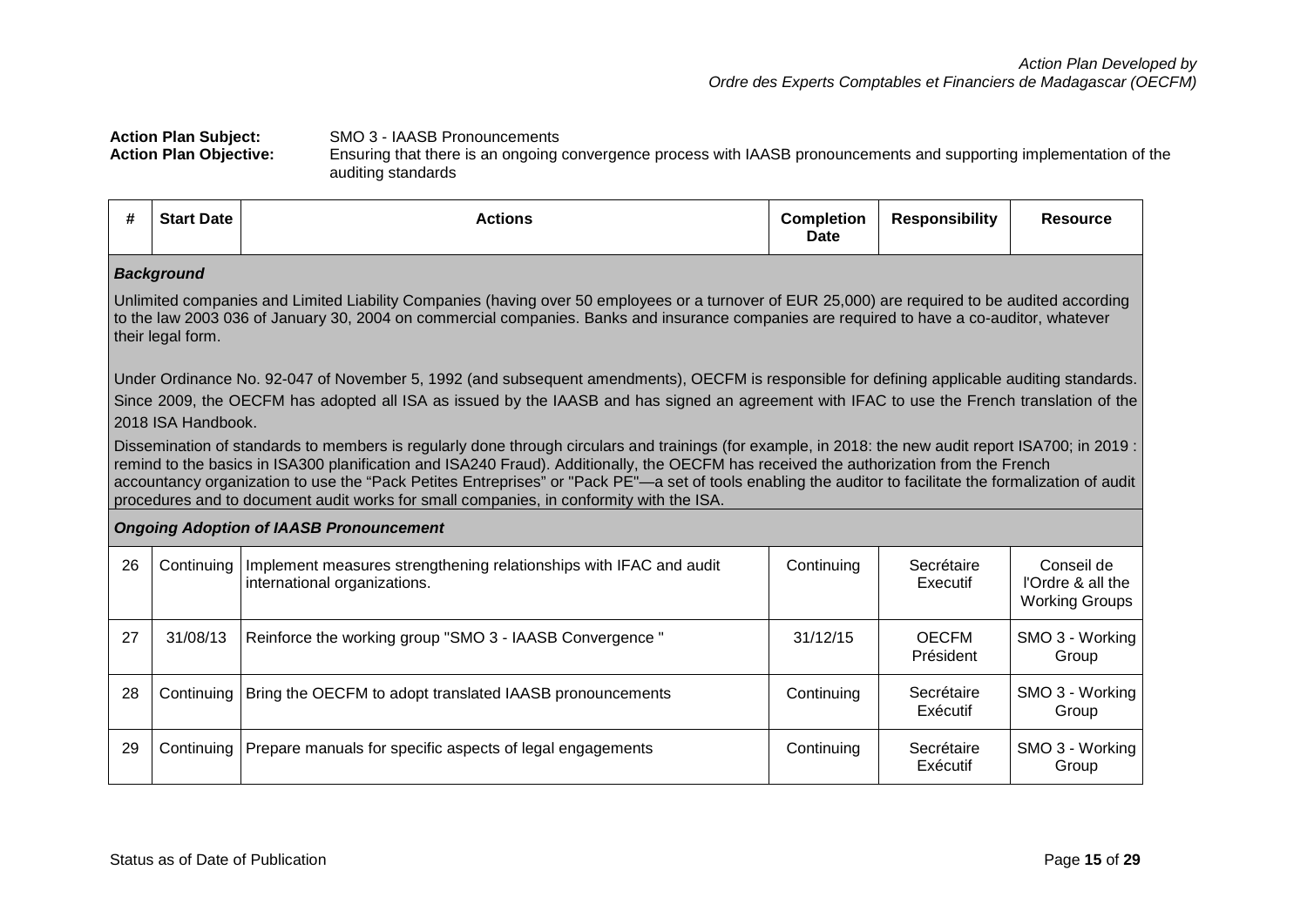**Action Plan Subject:** SMO 3 - IAASB Pronouncements

**Action Plan Objective:** Ensuring that there is an ongoing convergence process with IAASB pronouncements and supporting implementation of the auditing standards

| # | Start Date | Actions | Completion Date | Responsibility | Resource |
|---|---|---|---|---|---|
| ***Background*** | | | | | |
| Unlimited companies and Limited Liability Companies (having over 50 employees or a turnover of EUR 25,000) are required to be audited according to the law 2003 036 of January 30, 2004 on commercial companies. Banks and insurance companies are required to have a co-auditor, whatever their legal form.<br><br>Under Ordinance No. 92-047 of November 5, 1992 (and subsequent amendments), OECFM is responsible for defining applicable auditing standards. Since 2009, the OECFM has adopted all ISA as issued by the IAASB and has signed an agreement with IFAC to use the French translation of the 2018 ISA Handbook.<br><br>Dissemination of standards to members is regularly done through circulars and trainings (for example, in 2018: the new audit report ISA700; in 2019 : remind to the basics in ISA300 planification and ISA240 Fraud). Additionally, the OECFM has received the authorization from the French accountancy organization to use the "Pack Petites Entreprises" or "Pack PE"—a set of tools enabling the auditor to facilitate the formalization of audit procedures and to document audit works for small companies, in conformity with the ISA. | | | | | |
| ***Ongoing Adoption of IAASB Pronouncement*** | | | | | |
| 26 | Continuing | Implement measures strengthening relationships with IFAC and audit international organizations. | Continuing | Secrétaire Executif | Conseil de l'Ordre & all the Working Groups |
| 27 | 31/08/13 | Reinforce the working group "SMO 3 - IAASB Convergence " | 31/12/15 | OECFM Président | SMO 3 - Working Group |
| 28 | Continuing | Bring the OECFM to adopt translated IAASB pronouncements | Continuing | Secrétaire Exécutif | SMO 3 - Working Group |
| 29 | Continuing | Prepare manuals for specific aspects of legal engagements | Continuing | Secrétaire Exécutif | SMO 3 - Working Group |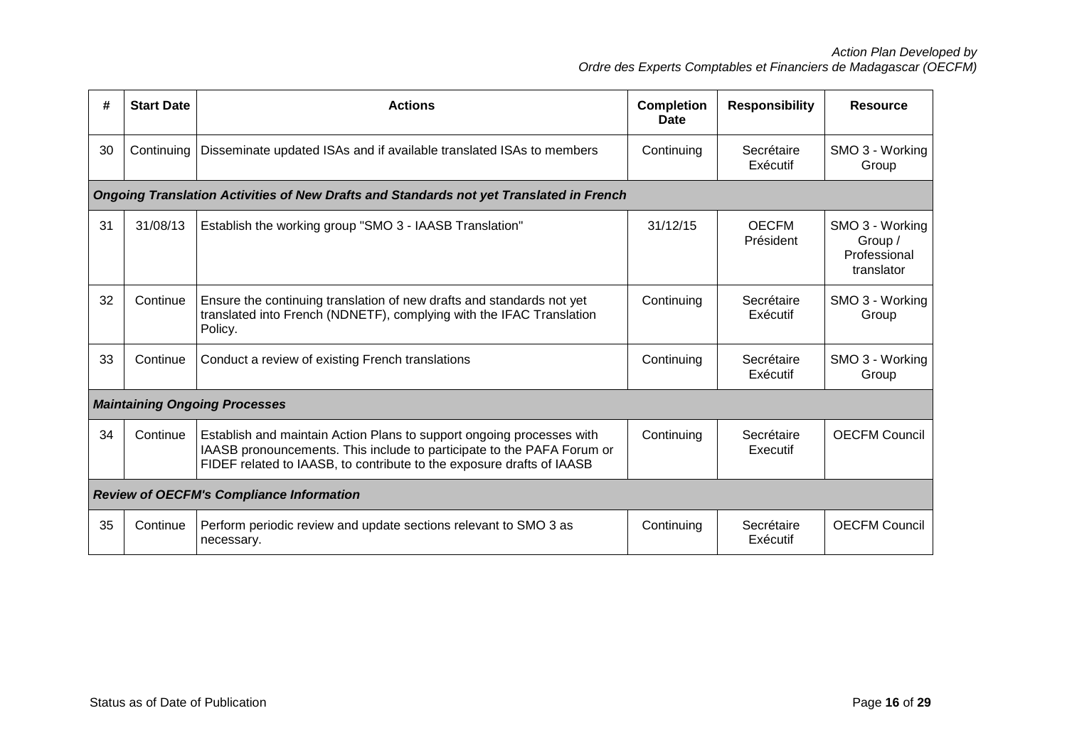| # | Start Date | Actions | Completion Date | Responsibility | Resource |
|---|---|---|---|---|---|
| 30 | Continuing | Disseminate updated ISAs and if available translated ISAs to members | Continuing | Secrétaire Exécutif | SMO 3 - Working Group |
| ***Ongoing Translation Activities of New Drafts and Standards not yet Translated in French*** | | | | | |
| 31 | 31/08/13 | Establish the working group "SMO 3 - IAASB Translation" | 31/12/15 | OECFM Président | SMO 3 - Working Group / Professional translator |
| 32 | Continue | Ensure the continuing translation of new drafts and standards not yet translated into French (NDNETF), complying with the IFAC Translation Policy. | Continuing | Secrétaire Exécutif | SMO 3 - Working Group |
| 33 | Continue | Conduct a review of existing French translations | Continuing | Secrétaire Exécutif | SMO 3 - Working Group |
| ***Maintaining Ongoing Processes*** | | | | | |
| 34 | Continue | Establish and maintain Action Plans to support ongoing processes with IAASB pronouncements. This include to participate to the PAFA Forum or FIDEF related to IAASB, to contribute to the exposure drafts of IAASB | Continuing | Secrétaire Executif | OECFM Council |
| ***Review of OECFM's Compliance Information*** | | | | | |
| 35 | Continue | Perform periodic review and update sections relevant to SMO 3 as necessary. | Continuing | Secrétaire Exécutif | OECFM Council |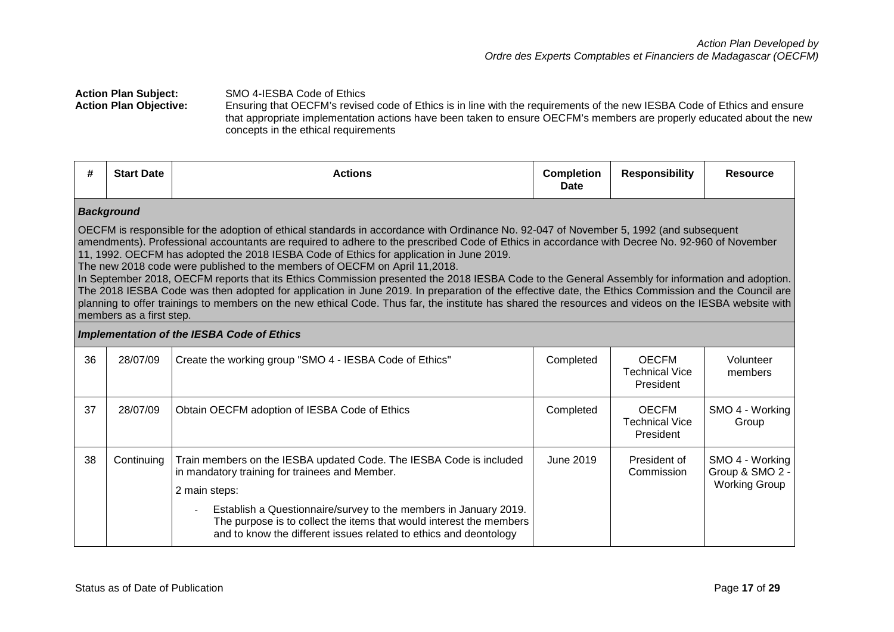**Action Plan Subject:** SMO 4-IESBA Code of Ethics

**Action Plan Objective:** Ensuring that OECFM's revised code of Ethics is in line with the requirements of the new IESBA Code of Ethics and ensure that appropriate implementation actions have been taken to ensure OECFM's members are properly educated about the new concepts in the ethical requirements

| # | Start Date | Actions | Completion Date | Responsibility | Resource |
|---|---|---|---|---|---|
| ***Background*** | | | | | |
| OECFM is responsible for the adoption of ethical standards in accordance with Ordinance No. 92-047 of November 5, 1992 (and subsequent amendments). Professional accountants are required to adhere to the prescribed Code of Ethics in accordance with Decree No. 92-960 of November 11, 1992. OECFM has adopted the 2018 IESBA Code of Ethics for application in June 2019.<br>The new 2018 code were published to the members of OECFM on April 11,2018.<br>In September 2018, OECFM reports that its Ethics Commission presented the 2018 IESBA Code to the General Assembly for information and adoption. The 2018 IESBA Code was then adopted for application in June 2019. In preparation of the effective date, the Ethics Commission and the Council are planning to offer trainings to members on the new ethical Code. Thus far, the institute has shared the resources and videos on the IESBA website with members as a first step. | | | | | |
| ***Implementation of the IESBA Code of Ethics*** | | | | | |
| 36 | 28/07/09 | Create the working group "SMO 4 - IESBA Code of Ethics" | Completed | OECFM Technical Vice President | Volunteer members |
| 37 | 28/07/09 | Obtain OECFM adoption of IESBA Code of Ethics | Completed | OECFM Technical Vice President | SMO 4 - Working Group |
| 38 | Continuing | Train members on the IESBA updated Code. The IESBA Code is included in mandatory training for trainees and Member.<br>2 main steps:<br>- Establish a Questionnaire/survey to the members in January 2019. The purpose is to collect the items that would interest the members and to know the different issues related to ethics and deontology | June 2019 | President of Commission | SMO 4 - Working Group & SMO 2 - Working Group |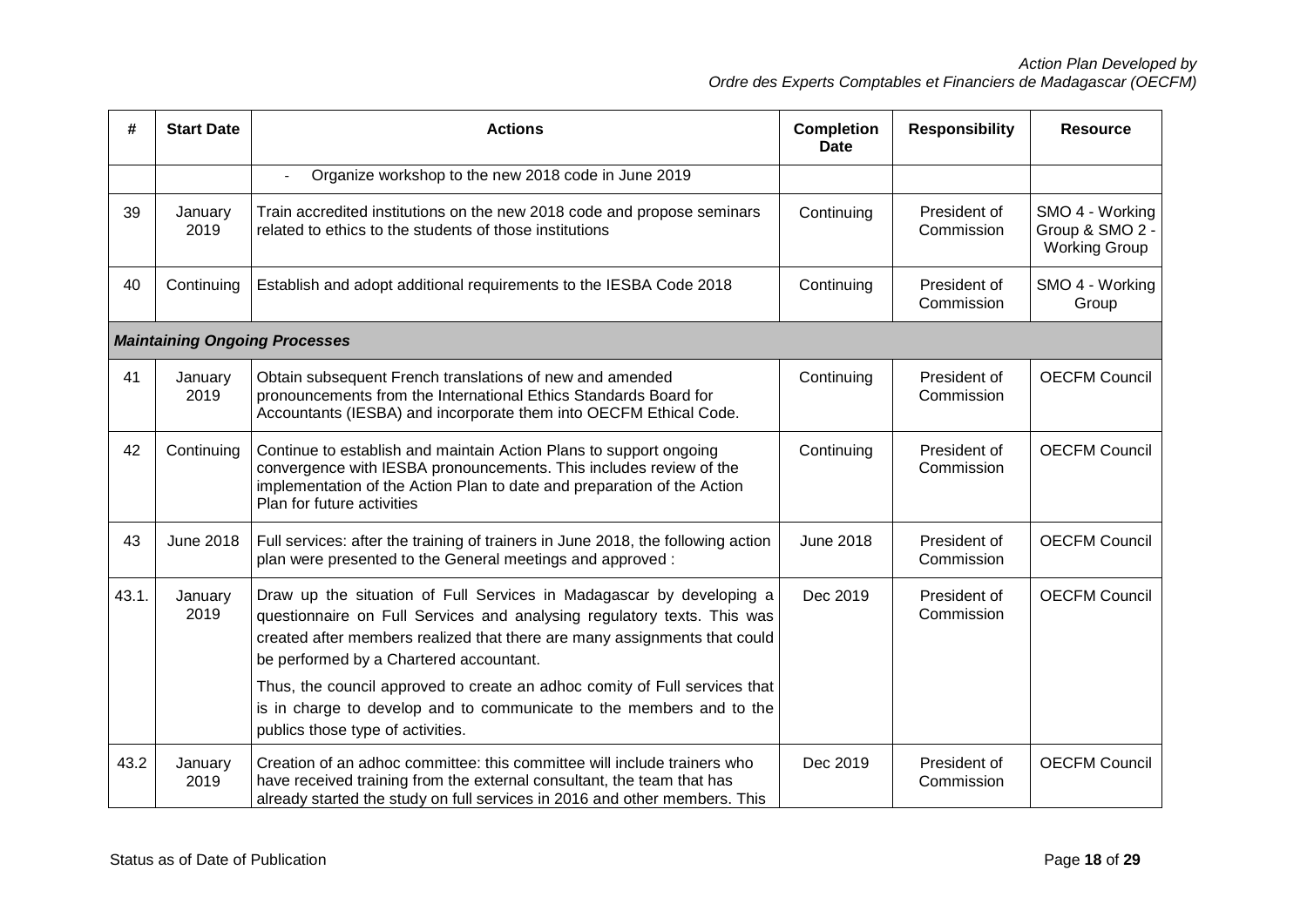| # | Start Date | Actions | Completion Date | Responsibility | Resource |
|---|---|---|---|---|---|
| | | - Organize workshop to the new 2018 code in June 2019 | | | |
| 39 | January 2019 | Train accredited institutions on the new 2018 code and propose seminars related to ethics to the students of those institutions | Continuing | President of Commission | SMO 4 - Working Group & SMO 2 - Working Group |
| 40 | Continuing | Establish and adopt additional requirements to the IESBA Code 2018 | Continuing | President of Commission | SMO 4 - Working Group |
| ***Maintaining Ongoing Processes*** | | | | | |
| 41 | January 2019 | Obtain subsequent French translations of new and amended pronouncements from the International Ethics Standards Board for Accountants (IESBA) and incorporate them into OECFM Ethical Code. | Continuing | President of Commission | OECFM Council |
| 42 | Continuing | Continue to establish and maintain Action Plans to support ongoing convergence with IESBA pronouncements. This includes review of the implementation of the Action Plan to date and preparation of the Action Plan for future activities | Continuing | President of Commission | OECFM Council |
| 43 | June 2018 | Full services: after the training of trainers in June 2018, the following action plan were presented to the General meetings and approved : | June 2018 | President of Commission | OECFM Council |
| 43.1. | January 2019 | Draw up the situation of Full Services in Madagascar by developing a questionnaire on Full Services and analysing regulatory texts. This was created after members realized that there are many assignments that could be performed by a Chartered accountant.<br><br>Thus, the council approved to create an adhoc comity of Full services that is in charge to develop and to communicate to the members and to the publics those type of activities. | Dec 2019 | President of Commission | OECFM Council |
| 43.2 | January 2019 | Creation of an adhoc committee: this committee will include trainers who have received training from the external consultant, the team that has already started the study on full services in 2016 and other members. This | Dec 2019 | President of Commission | OECFM Council |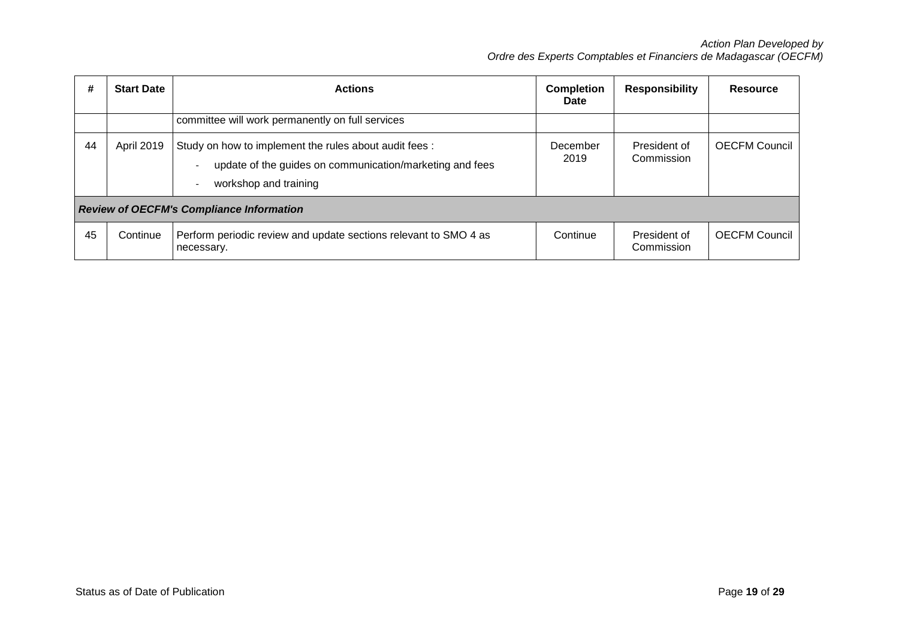| # | Start Date | Actions | Completion Date | Responsibility | Resource |
|---|---|---|---|---|---|
| | | committee will work permanently on full services | | | |
| 44 | April 2019 | Study on how to implement the rules about audit fees :<br>- update of the guides on communication/marketing and fees<br>- workshop and training | December 2019 | President of Commission | OECFM Council |
| ***Review of OECFM's Compliance Information*** | | | | | |
| 45 | Continue | Perform periodic review and update sections relevant to SMO 4 as necessary. | Continue | President of Commission | OECFM Council |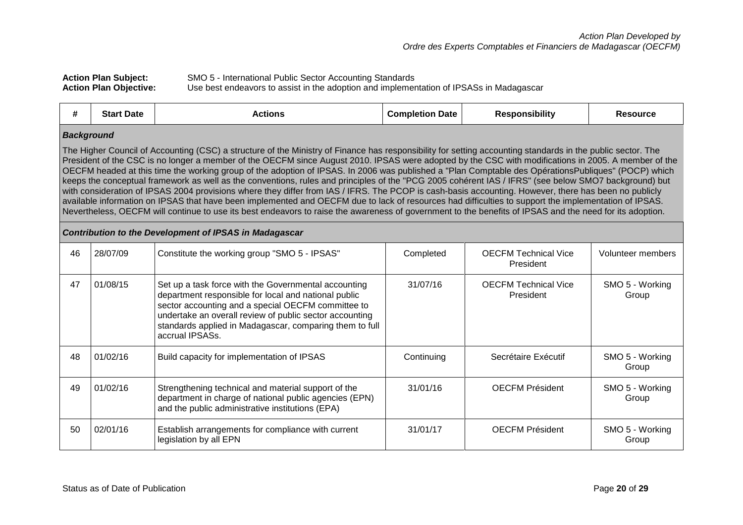*Action Plan Developed by*
*Ordre des Experts Comptables et Financiers de Madagascar (OECFM)*

**Action Plan Subject:** SMO 5 - International Public Sector Accounting Standards
**Action Plan Objective:** Use best endeavors to assist in the adoption and implementation of IPSASs in Madagascar

| # | Start Date | Actions | Completion Date | Responsibility | Resource |
|---|---|---|---|---|---|
| ***Background*** | | | | | |
| The Higher Council of Accounting (CSC) a structure of the Ministry of Finance has responsibility for setting accounting standards in the public sector. The President of the CSC is no longer a member of the OECFM since August 2010. IPSAS were adopted by the CSC with modifications in 2005. A member of the OECFM headed at this time the working group of the adoption of IPSAS. In 2006 was published a "Plan Comptable des OpérationsPubliques" (POCP) which keeps the conceptual framework as well as the conventions, rules and principles of the "PCG 2005 cohérent IAS / IFRS" (see below SMO7 background) but with consideration of IPSAS 2004 provisions where they differ from IAS / IFRS. The PCOP is cash-basis accounting. However, there has been no publicly available information on IPSAS that have been implemented and OECFM due to lack of resources had difficulties to support the implementation of IPSAS. Nevertheless, OECFM will continue to use its best endeavors to raise the awareness of government to the benefits of IPSAS and the need for its adoption. | | | | | |
| ***Contribution to the Development of IPSAS in Madagascar*** | | | | | |
| 46 | 28/07/09 | Constitute the working group "SMO 5 - IPSAS" | Completed | OECFM Technical Vice President | Volunteer members |
| 47 | 01/08/15 | Set up a task force with the Governmental accounting department responsible for local and national public sector accounting and a special OECFM committee to undertake an overall review of public sector accounting standards applied in Madagascar, comparing them to full accrual IPSASs. | 31/07/16 | OECFM Technical Vice President | SMO 5 - Working Group |
| 48 | 01/02/16 | Build capacity for implementation of IPSAS | Continuing | Secrétaire Exécutif | SMO 5 - Working Group |
| 49 | 01/02/16 | Strengthening technical and material support of the department in charge of national public agencies (EPN) and the public administrative institutions (EPA) | 31/01/16 | OECFM Président | SMO 5 - Working Group |
| 50 | 02/01/16 | Establish arrangements for compliance with current legislation by all EPN | 31/01/17 | OECFM Président | SMO 5 - Working Group |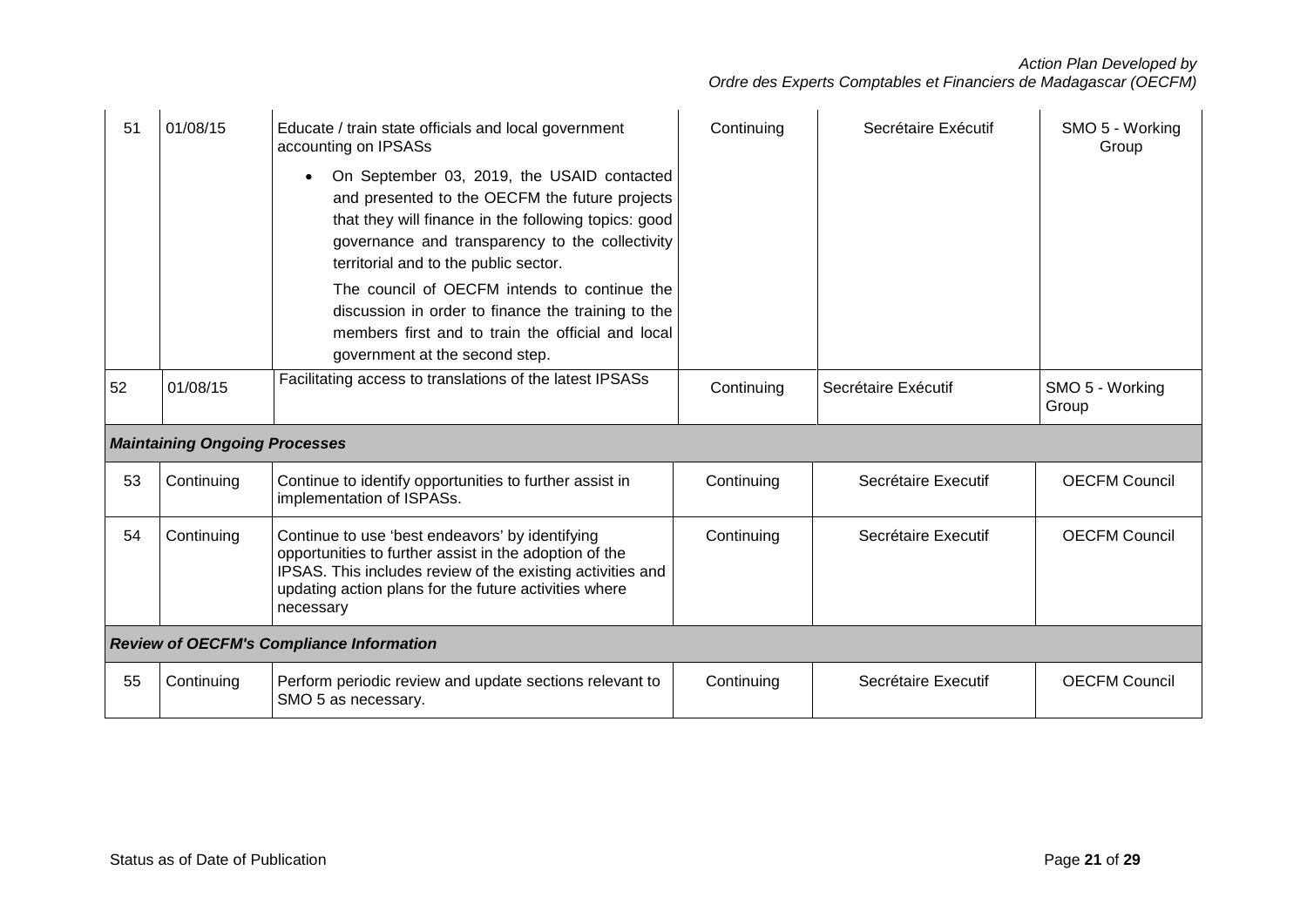| 51 | 01/08/15 | Educate / train state officials and local government accounting on IPSASs<br><br>• On September 03, 2019, the USAID contacted and presented to the OECFM the future projects that they will finance in the following topics: good governance and transparency to the collectivity territorial and to the public sector.<br><br>The council of OECFM intends to continue the discussion in order to finance the training to the members first and to train the official and local government at the second step. | Continuing | Secrétaire Exécutif | SMO 5 - Working Group |
|---|---|---|---|---|---|
| 52 | 01/08/15 | Facilitating access to translations of the latest IPSASs | Continuing | Secrétaire Exécutif | SMO 5 - Working Group |
| ***Maintaining Ongoing Processes*** | | | | | |
| 53 | Continuing | Continue to identify opportunities to further assist in implementation of ISPASs. | Continuing | Secrétaire Executif | OECFM Council |
| 54 | Continuing | Continue to use 'best endeavors' by identifying opportunities to further assist in the adoption of the IPSAS. This includes review of the existing activities and updating action plans for the future activities where necessary | Continuing | Secrétaire Executif | OECFM Council |
| ***Review of OECFM's Compliance Information*** | | | | | |
| 55 | Continuing | Perform periodic review and update sections relevant to SMO 5 as necessary. | Continuing | Secrétaire Executif | OECFM Council |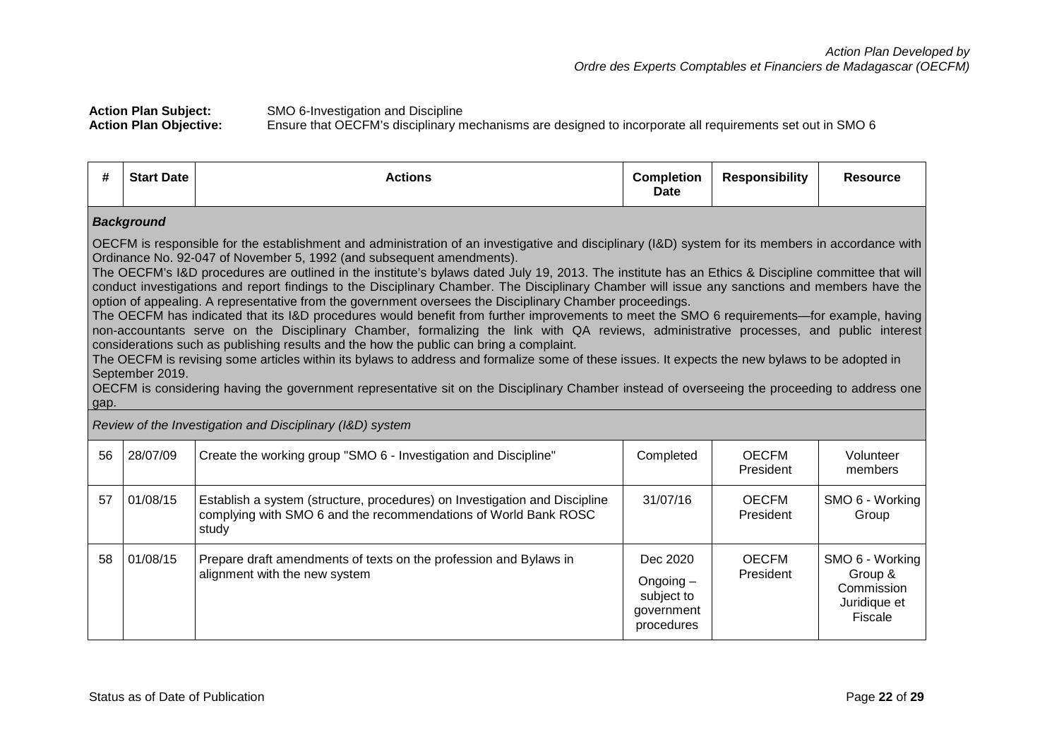*Action Plan Developed by*
*Ordre des Experts Comptables et Financiers de Madagascar (OECFM)*

**Action Plan Subject:** SMO 6-Investigation and Discipline
**Action Plan Objective:** Ensure that OECFM's disciplinary mechanisms are designed to incorporate all requirements set out in SMO 6

| # | Start Date | Actions | Completion Date | Responsibility | Resource |
|---|---|---|---|---|---|
| ***Background*** | | | | | |
| OECFM is responsible for the establishment and administration of an investigative and disciplinary (I&D) system for its members in accordance with Ordinance No. 92-047 of November 5, 1992 (and subsequent amendments). The OECFM's I&D procedures are outlined in the institute's bylaws dated July 19, 2013. The institute has an Ethics & Discipline committee that will conduct investigations and report findings to the Disciplinary Chamber. The Disciplinary Chamber will issue any sanctions and members have the option of appealing. A representative from the government oversees the Disciplinary Chamber proceedings. The OECFM has indicated that its I&D procedures would benefit from further improvements to meet the SMO 6 requirements—for example, having non-accountants serve on the Disciplinary Chamber, formalizing the link with QA reviews, administrative processes, and public interest considerations such as publishing results and the how the public can bring a complaint. The OECFM is revising some articles within its bylaws to address and formalize some of these issues. It expects the new bylaws to be adopted in September 2019. OECFM is considering having the government representative sit on the Disciplinary Chamber instead of overseeing the proceeding to address one gap. | | | | | |
| *Review of the Investigation and Disciplinary (I&D) system* | | | | | |
| 56 | 28/07/09 | Create the working group "SMO 6 - Investigation and Discipline" | Completed | OECFM President | Volunteer members |
| 57 | 01/08/15 | Establish a system (structure, procedures) on Investigation and Discipline complying with SMO 6 and the recommendations of World Bank ROSC study | 31/07/16 | OECFM President | SMO 6 - Working Group |
| 58 | 01/08/15 | Prepare draft amendments of texts on the profession and Bylaws in alignment with the new system | Dec 2020<br>Ongoing – subject to government procedures | OECFM President | SMO 6 - Working Group & Commission Juridique et Fiscale |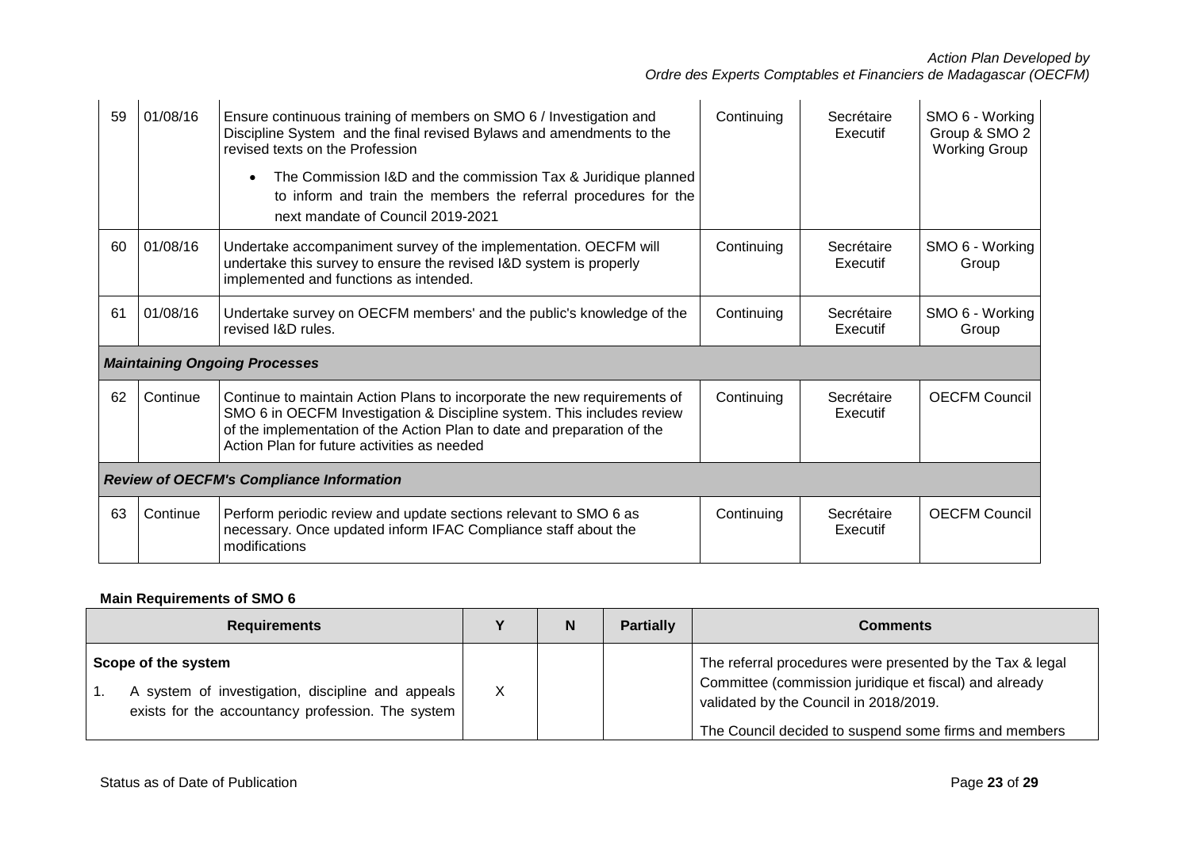| 59 | 01/08/16 | Ensure continuous training of members on SMO 6 / Investigation and Discipline System and the final revised Bylaws and amendments to the revised texts on the Profession<br>• The Commission I&D and the commission Tax & Juridique planned to inform and train the members the referral procedures for the next mandate of Council 2019-2021 | Continuing | Secrétaire Executif | SMO 6 - Working Group & SMO 2 Working Group |
|---|---|---|---|---|---|
| 60 | 01/08/16 | Undertake accompaniment survey of the implementation. OECFM will undertake this survey to ensure the revised I&D system is properly implemented and functions as intended. | Continuing | Secrétaire Executif | SMO 6 - Working Group |
| 61 | 01/08/16 | Undertake survey on OECFM members' and the public's knowledge of the revised I&D rules. | Continuing | Secrétaire Executif | SMO 6 - Working Group |
| ***Maintaining Ongoing Processes*** | | | | | |
| 62 | Continue | Continue to maintain Action Plans to incorporate the new requirements of SMO 6 in OECFM Investigation & Discipline system. This includes review of the implementation of the Action Plan to date and preparation of the Action Plan for future activities as needed | Continuing | Secrétaire Executif | OECFM Council |
| ***Review of OECFM's Compliance Information*** | | | | | |
| 63 | Continue | Perform periodic review and update sections relevant to SMO 6 as necessary. Once updated inform IFAC Compliance staff about the modifications | Continuing | Secrétaire Executif | OECFM Council |

**Main Requirements of SMO 6**

| Requirements | Y | N | Partially | Comments |
|---|---|---|---|---|
| **Scope of the system**<br>1. A system of investigation, discipline and appeals exists for the accountancy profession. The system | X | | | The referral procedures were presented by the Tax & legal Committee (commission juridique et fiscal) and already validated by the Council in 2018/2019.<br>The Council decided to suspend some firms and members |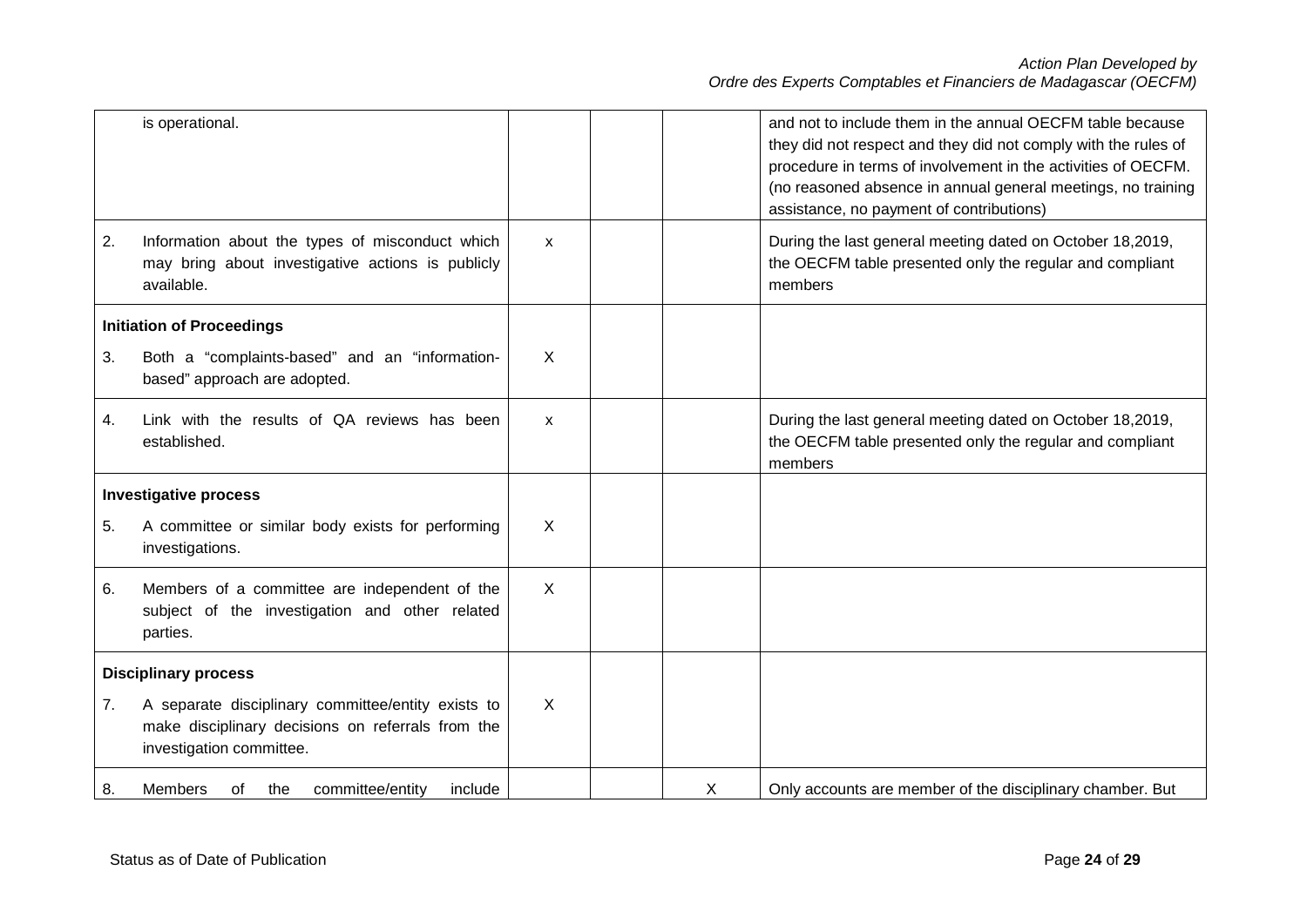| | | | | |
|---|---|---|---|---|
| is operational. | | | | and not to include them in the annual OECFM table because they did not respect and they did not comply with the rules of procedure in terms of involvement in the activities of OECFM. (no reasoned absence in annual general meetings, no training assistance, no payment of contributions) |
| 2. Information about the types of misconduct which may bring about investigative actions is publicly available. | x | | | During the last general meeting dated on October 18,2019, the OECFM table presented only the regular and compliant members |
| **Initiation of Proceedings**<br>3. Both a "complaints-based" and an "information-based" approach are adopted. | X | | | |
| 4. Link with the results of QA reviews has been established. | x | | | During the last general meeting dated on October 18,2019, the OECFM table presented only the regular and compliant members |
| **Investigative process**<br>5. A committee or similar body exists for performing investigations. | X | | | |
| 6. Members of a committee are independent of the subject of the investigation and other related parties. | X | | | |
| **Disciplinary process**<br>7. A separate disciplinary committee/entity exists to make disciplinary decisions on referrals from the investigation committee. | X | | | |
| 8. Members of the committee/entity include | | | X | Only accounts are member of the disciplinary chamber. But |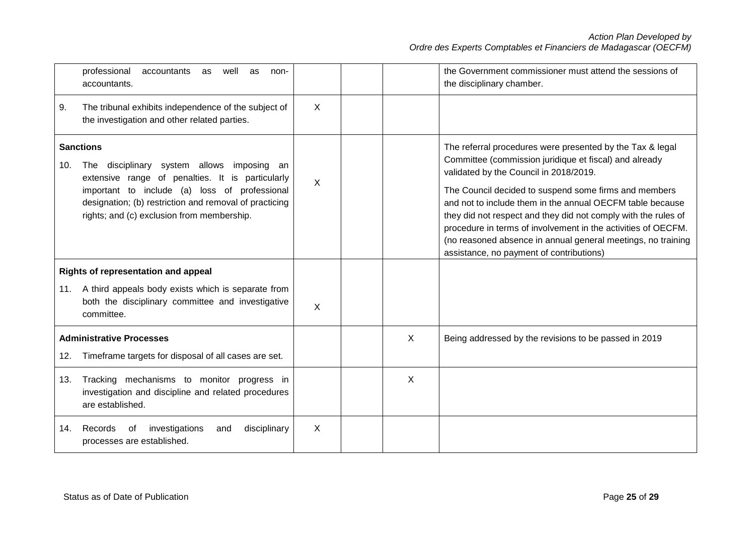| | | | | |
|---|---|---|---|---|
| professional accountants as well as non-accountants. | | | | the Government commissioner must attend the sessions of the disciplinary chamber. |
| 9. The tribunal exhibits independence of the subject of the investigation and other related parties. | X | | | |
| **Sanctions**<br>10. The disciplinary system allows imposing an extensive range of penalties. It is particularly important to include (a) loss of professional designation; (b) restriction and removal of practicing rights; and (c) exclusion from membership. | X | | | The referral procedures were presented by the Tax & legal Committee (commission juridique et fiscal) and already validated by the Council in 2018/2019.<br>The Council decided to suspend some firms and members and not to include them in the annual OECFM table because they did not respect and they did not comply with the rules of procedure in terms of involvement in the activities of OECFM. (no reasoned absence in annual general meetings, no training assistance, no payment of contributions) |
| **Rights of representation and appeal**<br>11. A third appeals body exists which is separate from both the disciplinary committee and investigative committee. | X | | | |
| **Administrative Processes**<br>12. Timeframe targets for disposal of all cases are set. | | | X | Being addressed by the revisions to be passed in 2019 |
| 13. Tracking mechanisms to monitor progress in investigation and discipline and related procedures are established. | | | X | |
| 14. Records of investigations and disciplinary processes are established. | X | | | |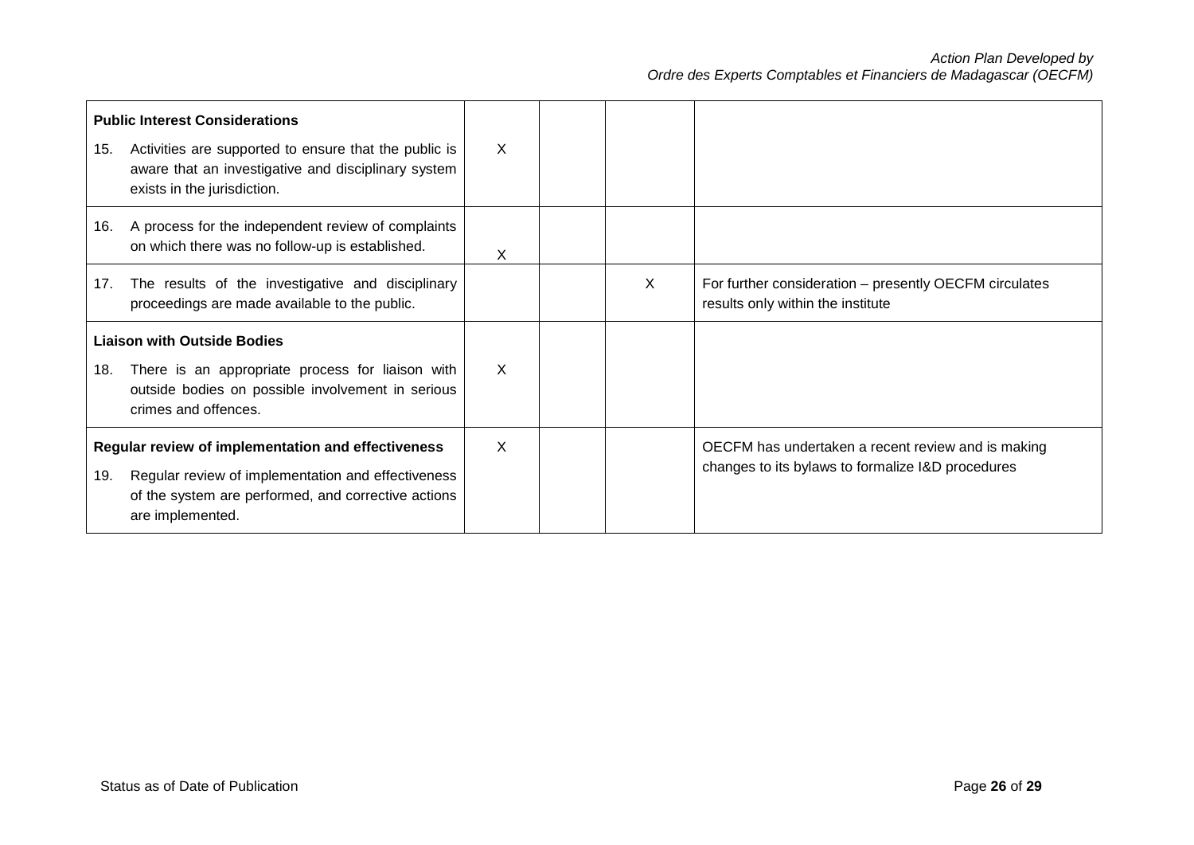| | | | | |
|---|---|---|---|---|
| **Public Interest Considerations**<br>15. Activities are supported to ensure that the public is aware that an investigative and disciplinary system exists in the jurisdiction. | X | | | |
| 16. A process for the independent review of complaints on which there was no follow-up is established. | X | | | |
| 17. The results of the investigative and disciplinary proceedings are made available to the public. | | | X | For further consideration – presently OECFM circulates results only within the institute |
| **Liaison with Outside Bodies**<br>18. There is an appropriate process for liaison with outside bodies on possible involvement in serious crimes and offences. | X | | | |
| **Regular review of implementation and effectiveness**<br>19. Regular review of implementation and effectiveness of the system are performed, and corrective actions are implemented. | X | | | OECFM has undertaken a recent review and is making changes to its bylaws to formalize I&D procedures |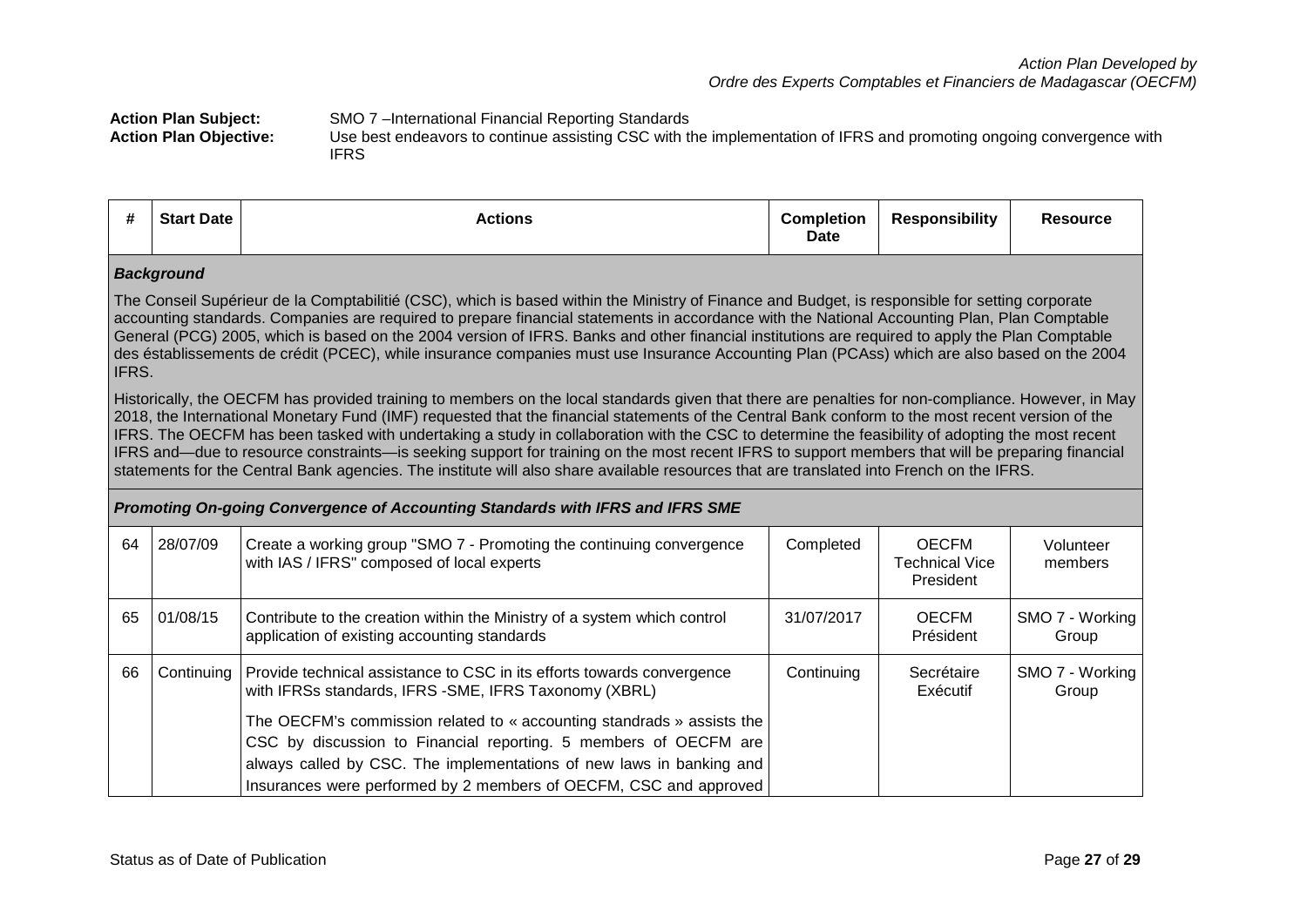*Action Plan Developed by*
*Ordre des Experts Comptables et Financiers de Madagascar (OECFM)*

**Action Plan Subject:** SMO 7 –International Financial Reporting Standards
**Action Plan Objective:** Use best endeavors to continue assisting CSC with the implementation of IFRS and promoting ongoing convergence with IFRS

| # | Start Date | Actions | Completion Date | Responsibility | Resource |
|---|---|---|---|---|---|
| ***Background*** | | | | | |
| The Conseil Supérieur de la Comptabilitié (CSC), which is based within the Ministry of Finance and Budget, is responsible for setting corporate accounting standards. Companies are required to prepare financial statements in accordance with the National Accounting Plan, Plan Comptable General (PCG) 2005, which is based on the 2004 version of IFRS. Banks and other financial institutions are required to apply the Plan Comptable des éstablissements de crédit (PCEC), while insurance companies must use Insurance Accounting Plan (PCAss) which are also based on the 2004 IFRS. | | | | | |
| Historically, the OECFM has provided training to members on the local standards given that there are penalties for non-compliance. However, in May 2018, the International Monetary Fund (IMF) requested that the financial statements of the Central Bank conform to the most recent version of the IFRS. The OECFM has been tasked with undertaking a study in collaboration with the CSC to determine the feasibility of adopting the most recent IFRS and—due to resource constraints—is seeking support for training on the most recent IFRS to support members that will be preparing financial statements for the Central Bank agencies. The institute will also share available resources that are translated into French on the IFRS. | | | | | |
| ***Promoting On-going Convergence of Accounting Standards with IFRS and IFRS SME*** | | | | | |
| 64 | 28/07/09 | Create a working group "SMO 7 - Promoting the continuing convergence with IAS / IFRS" composed of local experts | Completed | OECFM Technical Vice President | Volunteer members |
| 65 | 01/08/15 | Contribute to the creation within the Ministry of a system which control application of existing accounting standards | 31/07/2017 | OECFM Président | SMO 7 - Working Group |
| 66 | Continuing | Provide technical assistance to CSC in its efforts towards convergence with IFRSs standards, IFRS -SME, IFRS Taxonomy (XBRL)<br><br>The OECFM's commission related to « accounting standrads » assists the CSC by discussion to Financial reporting. 5 members of OECFM are always called by CSC. The implementations of new laws in banking and Insurances were performed by 2 members of OECFM, CSC and approved | Continuing | Secrétaire Exécutif | SMO 7 - Working Group |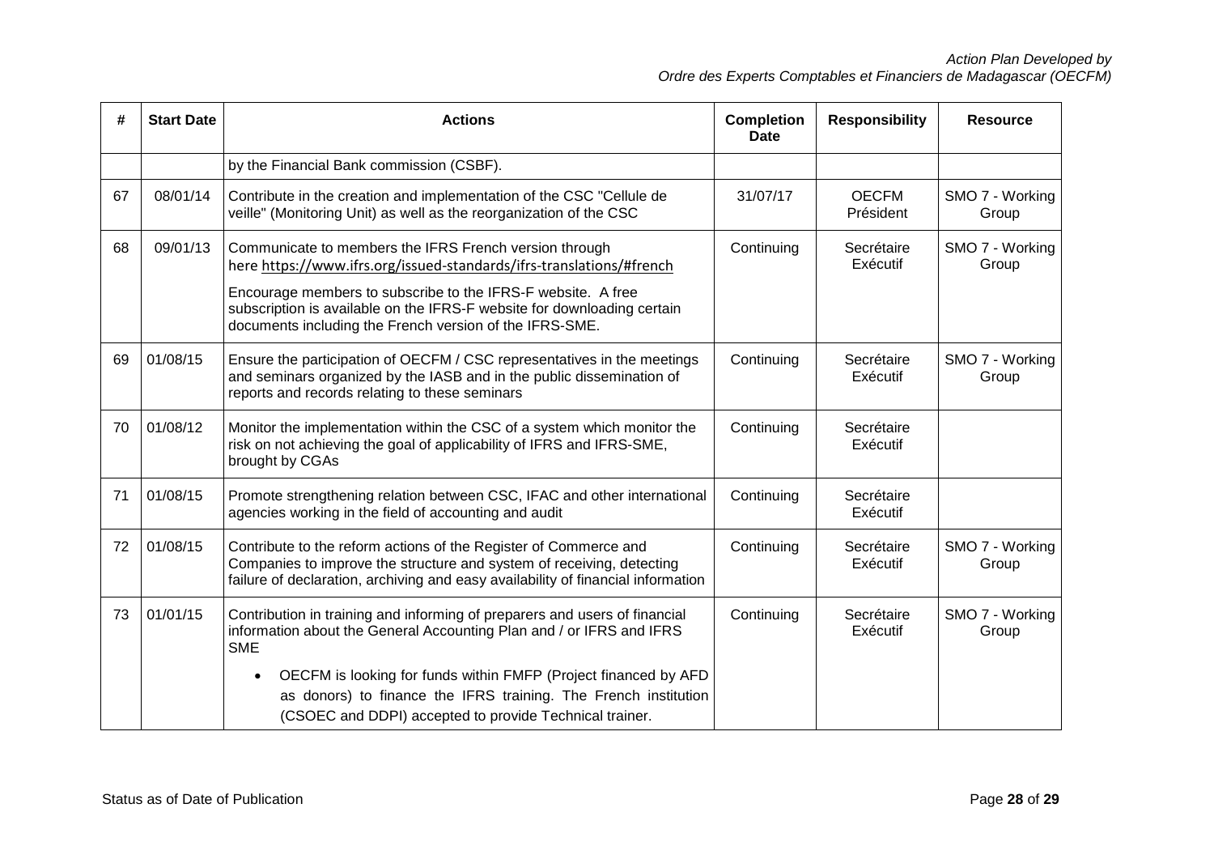| # | Start Date | Actions | Completion Date | Responsibility | Resource |
|---|---|---|---|---|---|
| | | by the Financial Bank commission (CSBF). | | | |
| 67 | 08/01/14 | Contribute in the creation and implementation of the CSC "Cellule de veille" (Monitoring Unit) as well as the reorganization of the CSC | 31/07/17 | OECFM Président | SMO 7 - Working Group |
| 68 | 09/01/13 | Communicate to members the IFRS French version through here https://www.ifrs.org/issued-standards/ifrs-translations/#french<br><br>Encourage members to subscribe to the IFRS-F website. A free subscription is available on the IFRS-F website for downloading certain documents including the French version of the IFRS-SME. | Continuing | Secrétaire Exécutif | SMO 7 - Working Group |
| 69 | 01/08/15 | Ensure the participation of OECFM / CSC representatives in the meetings and seminars organized by the IASB and in the public dissemination of reports and records relating to these seminars | Continuing | Secrétaire Exécutif | SMO 7 - Working Group |
| 70 | 01/08/12 | Monitor the implementation within the CSC of a system which monitor the risk on not achieving the goal of applicability of IFRS and IFRS-SME, brought by CGAs | Continuing | Secrétaire Exécutif | |
| 71 | 01/08/15 | Promote strengthening relation between CSC, IFAC and other international agencies working in the field of accounting and audit | Continuing | Secrétaire Exécutif | |
| 72 | 01/08/15 | Contribute to the reform actions of the Register of Commerce and Companies to improve the structure and system of receiving, detecting failure of declaration, archiving and easy availability of financial information | Continuing | Secrétaire Exécutif | SMO 7 - Working Group |
| 73 | 01/01/15 | Contribution in training and informing of preparers and users of financial information about the General Accounting Plan and / or IFRS and IFRS SME<br><br>• OECFM is looking for funds within FMFP (Project financed by AFD as donors) to finance the IFRS training. The French institution (CSOEC and DDPI) accepted to provide Technical trainer. | Continuing | Secrétaire Exécutif | SMO 7 - Working Group |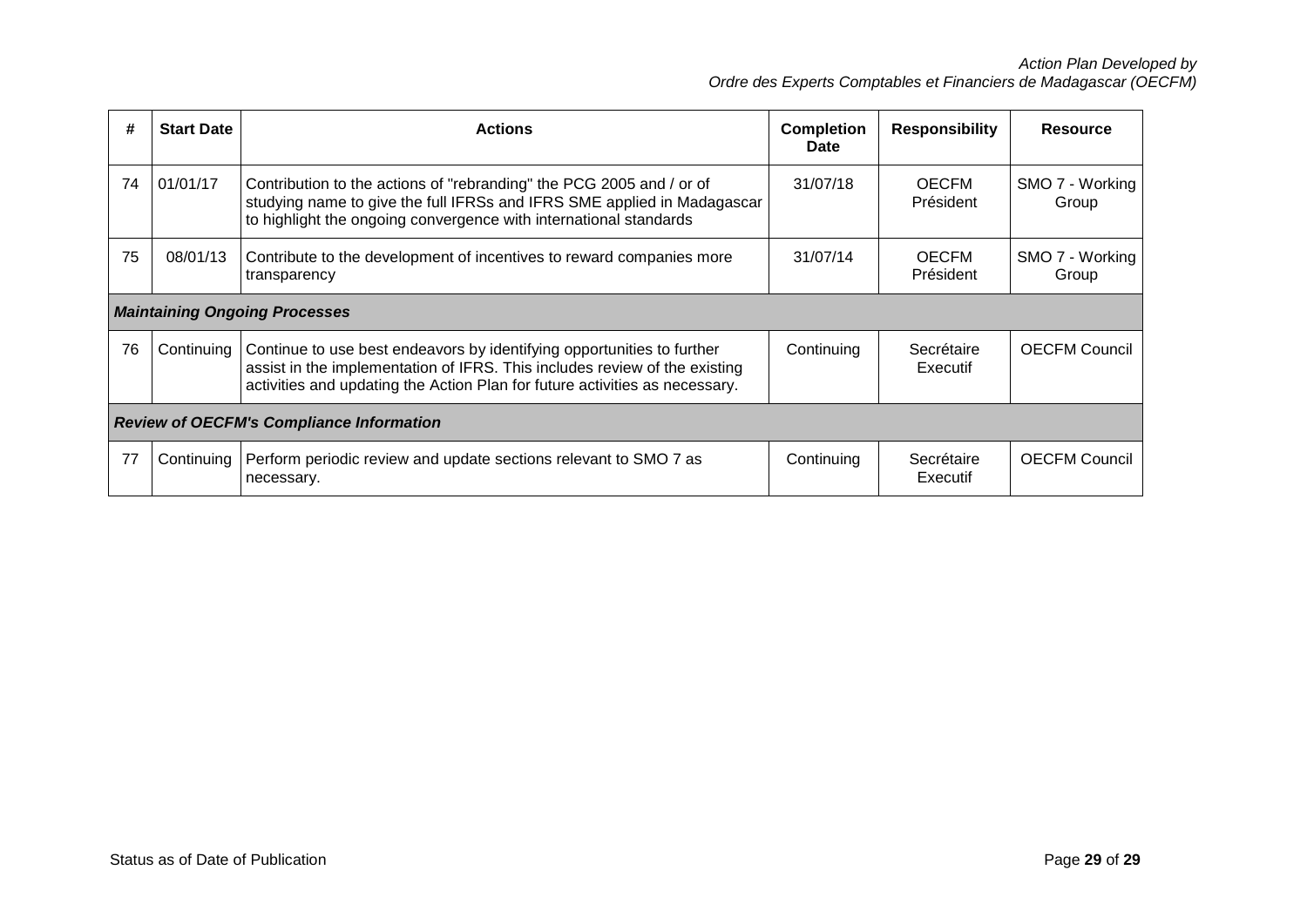| # | Start Date | Actions | Completion Date | Responsibility | Resource |
|---|---|---|---|---|---|
| 74 | 01/01/17 | Contribution to the actions of "rebranding" the PCG 2005 and / or of studying name to give the full IFRSs and IFRS SME applied in Madagascar to highlight the ongoing convergence with international standards | 31/07/18 | OECFM Président | SMO 7 - Working Group |
| 75 | 08/01/13 | Contribute to the development of incentives to reward companies more transparency | 31/07/14 | OECFM Président | SMO 7 - Working Group |
| ***Maintaining Ongoing Processes*** | | | | | |
| 76 | Continuing | Continue to use best endeavors by identifying opportunities to further assist in the implementation of IFRS. This includes review of the existing activities and updating the Action Plan for future activities as necessary. | Continuing | Secrétaire Executif | OECFM Council |
| ***Review of OECFM's Compliance Information*** | | | | | |
| 77 | Continuing | Perform periodic review and update sections relevant to SMO 7 as necessary. | Continuing | Secrétaire Executif | OECFM Council |